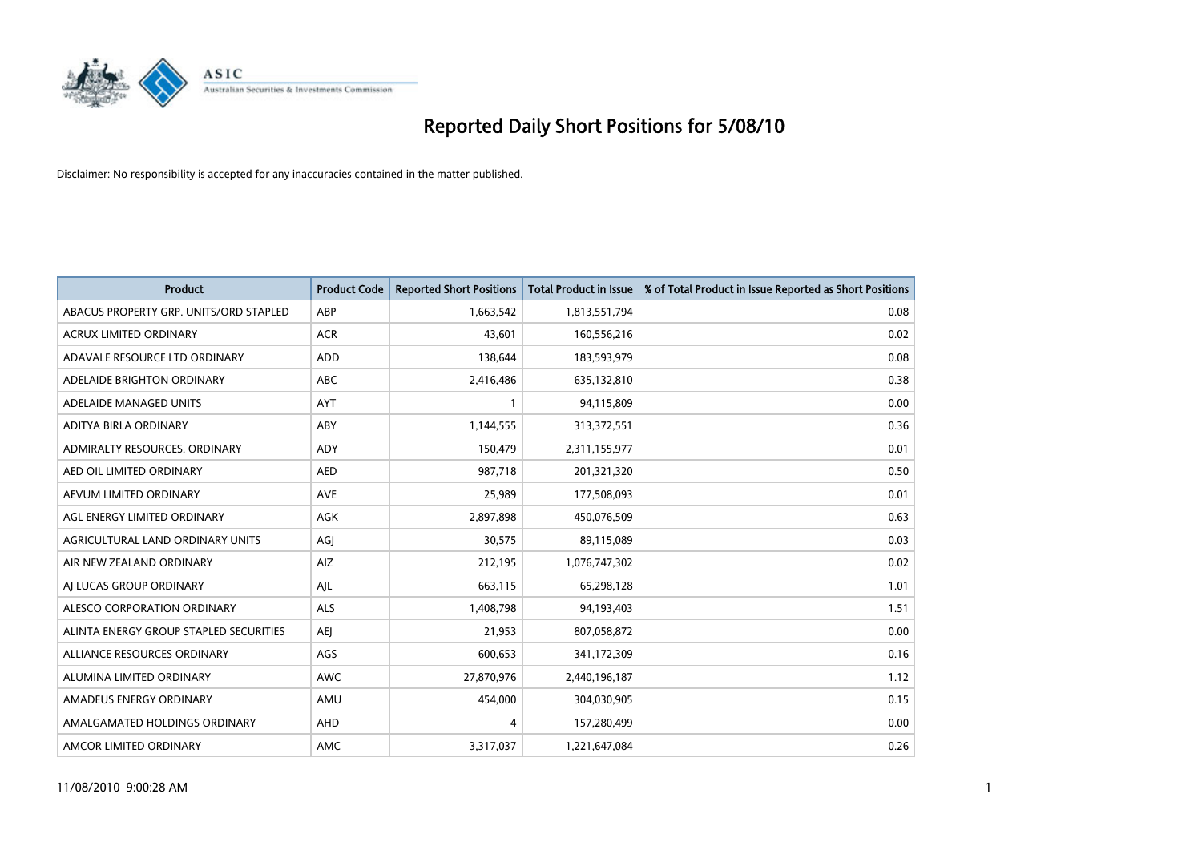# Reported Daily Short Positions for 5/08/10

Disclaimer: No responsibility is accepted for any inaccuracies contained in the matter published.

| Product | Product Code | Reported Short Positions | Total Product in Issue | % of Total Product in Issue Reported as Short Positions |
|---|---|---|---|---|
| ABACUS PROPERTY GRP. UNITS/ORD STAPLED | ABP | 1,663,542 | 1,813,551,794 | 0.08 |
| ACRUX LIMITED ORDINARY | ACR | 43,601 | 160,556,216 | 0.02 |
| ADAVALE RESOURCE LTD ORDINARY | ADD | 138,644 | 183,593,979 | 0.08 |
| ADELAIDE BRIGHTON ORDINARY | ABC | 2,416,486 | 635,132,810 | 0.38 |
| ADELAIDE MANAGED UNITS | AYT | 1 | 94,115,809 | 0.00 |
| ADITYA BIRLA ORDINARY | ABY | 1,144,555 | 313,372,551 | 0.36 |
| ADMIRALTY RESOURCES. ORDINARY | ADY | 150,479 | 2,311,155,977 | 0.01 |
| AED OIL LIMITED ORDINARY | AED | 987,718 | 201,321,320 | 0.50 |
| AEVUM LIMITED ORDINARY | AVE | 25,989 | 177,508,093 | 0.01 |
| AGL ENERGY LIMITED ORDINARY | AGK | 2,897,898 | 450,076,509 | 0.63 |
| AGRICULTURAL LAND ORDINARY UNITS | AGJ | 30,575 | 89,115,089 | 0.03 |
| AIR NEW ZEALAND ORDINARY | AIZ | 212,195 | 1,076,747,302 | 0.02 |
| AJ LUCAS GROUP ORDINARY | AJL | 663,115 | 65,298,128 | 1.01 |
| ALESCO CORPORATION ORDINARY | ALS | 1,408,798 | 94,193,403 | 1.51 |
| ALINTA ENERGY GROUP STAPLED SECURITIES | AEJ | 21,953 | 807,058,872 | 0.00 |
| ALLIANCE RESOURCES ORDINARY | AGS | 600,653 | 341,172,309 | 0.16 |
| ALUMINA LIMITED ORDINARY | AWC | 27,870,976 | 2,440,196,187 | 1.12 |
| AMADEUS ENERGY ORDINARY | AMU | 454,000 | 304,030,905 | 0.15 |
| AMALGAMATED HOLDINGS ORDINARY | AHD | 4 | 157,280,499 | 0.00 |
| AMCOR LIMITED ORDINARY | AMC | 3,317,037 | 1,221,647,084 | 0.26 |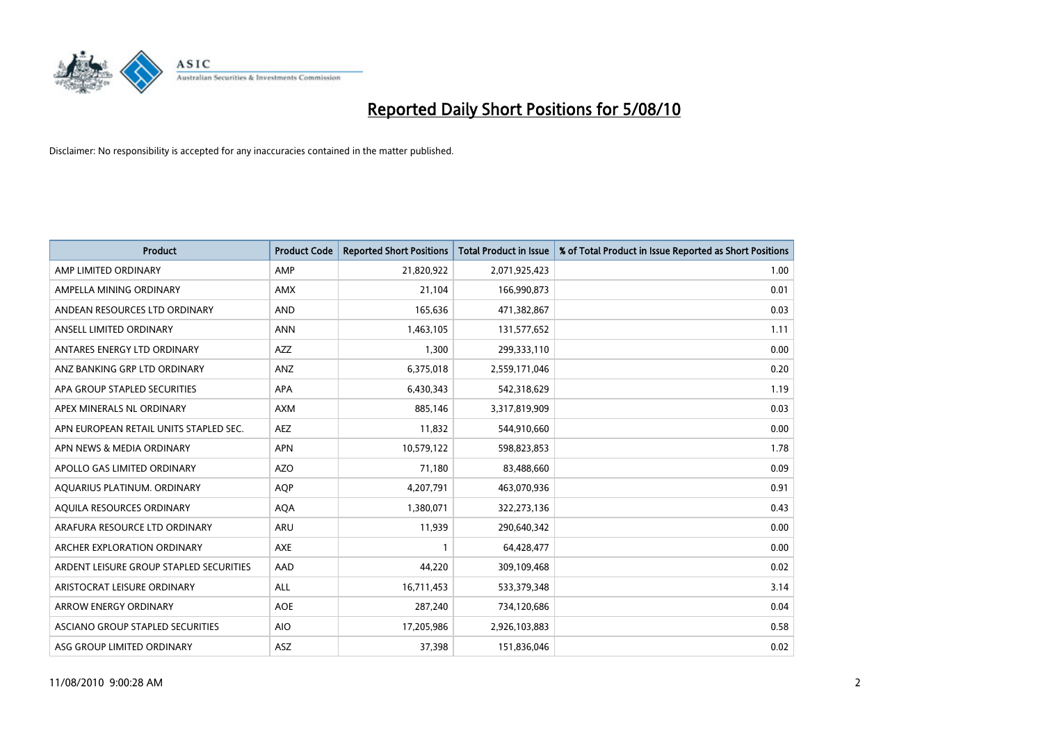# Reported Daily Short Positions for 5/08/10

Disclaimer: No responsibility is accepted for any inaccuracies contained in the matter published.

| Product | Product Code | Reported Short Positions | Total Product in Issue | % of Total Product in Issue Reported as Short Positions |
|---|---|---|---|---|
| AMP LIMITED ORDINARY | AMP | 21,820,922 | 2,071,925,423 | 1.00 |
| AMPELLA MINING ORDINARY | AMX | 21,104 | 166,990,873 | 0.01 |
| ANDEAN RESOURCES LTD ORDINARY | AND | 165,636 | 471,382,867 | 0.03 |
| ANSELL LIMITED ORDINARY | ANN | 1,463,105 | 131,577,652 | 1.11 |
| ANTARES ENERGY LTD ORDINARY | AZZ | 1,300 | 299,333,110 | 0.00 |
| ANZ BANKING GRP LTD ORDINARY | ANZ | 6,375,018 | 2,559,171,046 | 0.20 |
| APA GROUP STAPLED SECURITIES | APA | 6,430,343 | 542,318,629 | 1.19 |
| APEX MINERALS NL ORDINARY | AXM | 885,146 | 3,317,819,909 | 0.03 |
| APN EUROPEAN RETAIL UNITS STAPLED SEC. | AEZ | 11,832 | 544,910,660 | 0.00 |
| APN NEWS & MEDIA ORDINARY | APN | 10,579,122 | 598,823,853 | 1.78 |
| APOLLO GAS LIMITED ORDINARY | AZO | 71,180 | 83,488,660 | 0.09 |
| AQUARIUS PLATINUM. ORDINARY | AQP | 4,207,791 | 463,070,936 | 0.91 |
| AQUILA RESOURCES ORDINARY | AQA | 1,380,071 | 322,273,136 | 0.43 |
| ARAFURA RESOURCE LTD ORDINARY | ARU | 11,939 | 290,640,342 | 0.00 |
| ARCHER EXPLORATION ORDINARY | AXE | 1 | 64,428,477 | 0.00 |
| ARDENT LEISURE GROUP STAPLED SECURITIES | AAD | 44,220 | 309,109,468 | 0.02 |
| ARISTOCRAT LEISURE ORDINARY | ALL | 16,711,453 | 533,379,348 | 3.14 |
| ARROW ENERGY ORDINARY | AOE | 287,240 | 734,120,686 | 0.04 |
| ASCIANO GROUP STAPLED SECURITIES | AIO | 17,205,986 | 2,926,103,883 | 0.58 |
| ASG GROUP LIMITED ORDINARY | ASZ | 37,398 | 151,836,046 | 0.02 |

11/08/2010 9:00:28 AM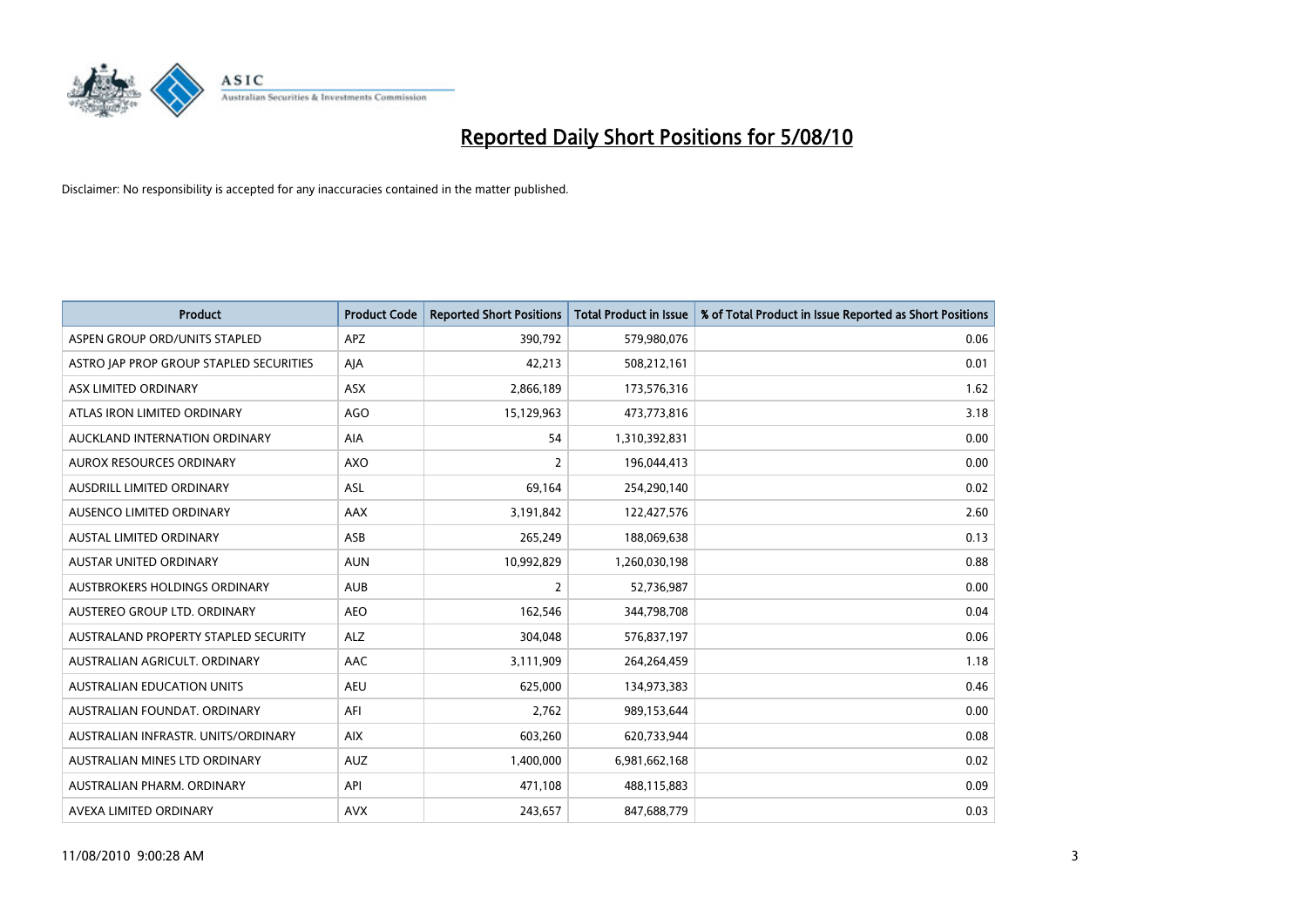# Reported Daily Short Positions for 5/08/10

Disclaimer: No responsibility is accepted for any inaccuracies contained in the matter published.

| Product | Product Code | Reported Short Positions | Total Product in Issue | % of Total Product in Issue Reported as Short Positions |
|---|---|---|---|---|
| ASPEN GROUP ORD/UNITS STAPLED | APZ | 390,792 | 579,980,076 | 0.06 |
| ASTRO JAP PROP GROUP STAPLED SECURITIES | AJA | 42,213 | 508,212,161 | 0.01 |
| ASX LIMITED ORDINARY | ASX | 2,866,189 | 173,576,316 | 1.62 |
| ATLAS IRON LIMITED ORDINARY | AGO | 15,129,963 | 473,773,816 | 3.18 |
| AUCKLAND INTERNATION ORDINARY | AIA | 54 | 1,310,392,831 | 0.00 |
| AUROX RESOURCES ORDINARY | AXO | 2 | 196,044,413 | 0.00 |
| AUSDRILL LIMITED ORDINARY | ASL | 69,164 | 254,290,140 | 0.02 |
| AUSENCO LIMITED ORDINARY | AAX | 3,191,842 | 122,427,576 | 2.60 |
| AUSTAL LIMITED ORDINARY | ASB | 265,249 | 188,069,638 | 0.13 |
| AUSTAR UNITED ORDINARY | AUN | 10,992,829 | 1,260,030,198 | 0.88 |
| AUSTBROKERS HOLDINGS ORDINARY | AUB | 2 | 52,736,987 | 0.00 |
| AUSTEREO GROUP LTD. ORDINARY | AEO | 162,546 | 344,798,708 | 0.04 |
| AUSTRALAND PROPERTY STAPLED SECURITY | ALZ | 304,048 | 576,837,197 | 0.06 |
| AUSTRALIAN AGRICULT. ORDINARY | AAC | 3,111,909 | 264,264,459 | 1.18 |
| AUSTRALIAN EDUCATION UNITS | AEU | 625,000 | 134,973,383 | 0.46 |
| AUSTRALIAN FOUNDAT. ORDINARY | AFI | 2,762 | 989,153,644 | 0.00 |
| AUSTRALIAN INFRASTR. UNITS/ORDINARY | AIX | 603,260 | 620,733,944 | 0.08 |
| AUSTRALIAN MINES LTD ORDINARY | AUZ | 1,400,000 | 6,981,662,168 | 0.02 |
| AUSTRALIAN PHARM. ORDINARY | API | 471,108 | 488,115,883 | 0.09 |
| AVEXA LIMITED ORDINARY | AVX | 243,657 | 847,688,779 | 0.03 |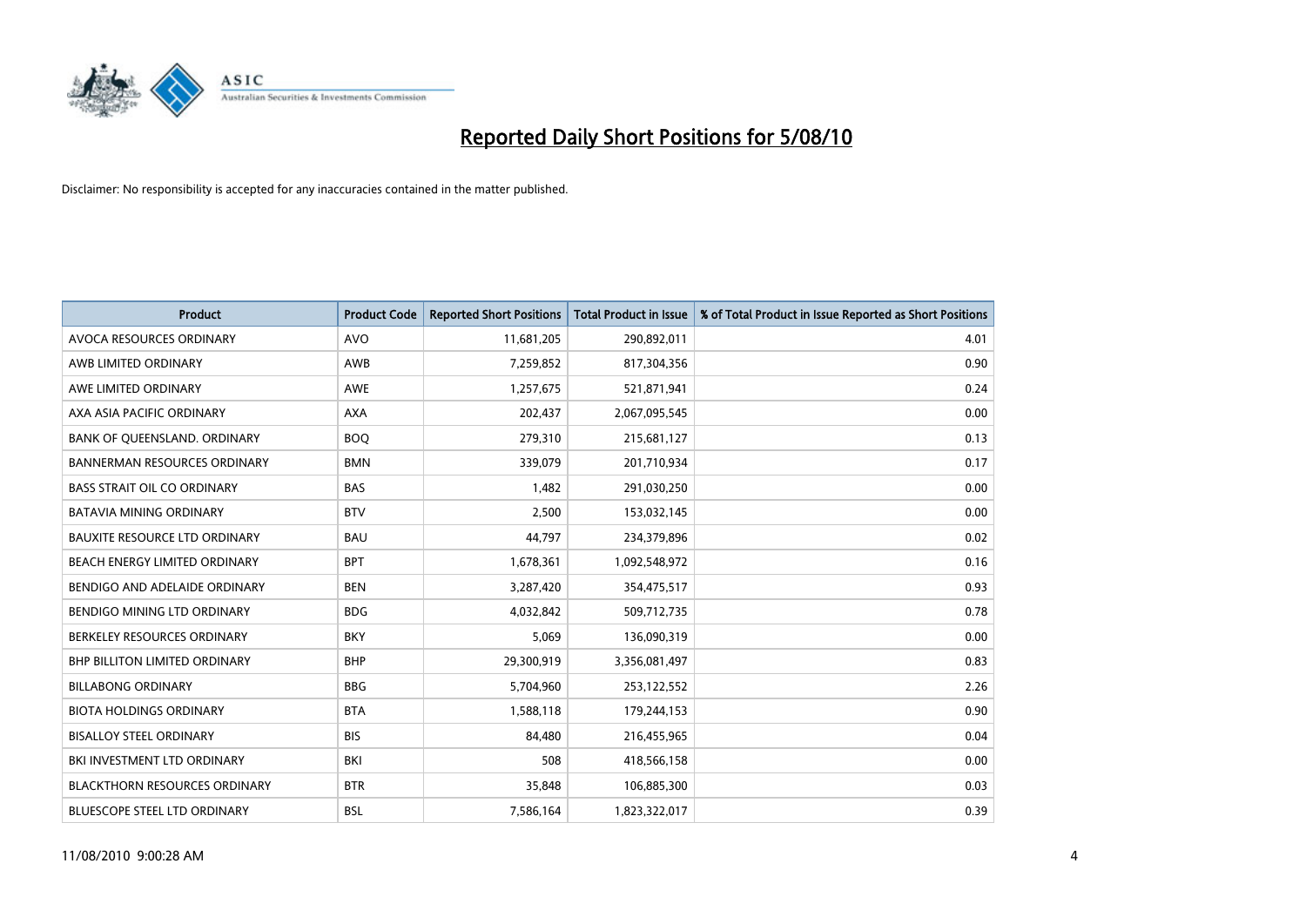# Reported Daily Short Positions for 5/08/10

Disclaimer: No responsibility is accepted for any inaccuracies contained in the matter published.

| Product | Product Code | Reported Short Positions | Total Product in Issue | % of Total Product in Issue Reported as Short Positions |
|---|---|---|---|---|
| AVOCA RESOURCES ORDINARY | AVO | 11,681,205 | 290,892,011 | 4.01 |
| AWB LIMITED ORDINARY | AWB | 7,259,852 | 817,304,356 | 0.90 |
| AWE LIMITED ORDINARY | AWE | 1,257,675 | 521,871,941 | 0.24 |
| AXA ASIA PACIFIC ORDINARY | AXA | 202,437 | 2,067,095,545 | 0.00 |
| BANK OF QUEENSLAND. ORDINARY | BOQ | 279,310 | 215,681,127 | 0.13 |
| BANNERMAN RESOURCES ORDINARY | BMN | 339,079 | 201,710,934 | 0.17 |
| BASS STRAIT OIL CO ORDINARY | BAS | 1,482 | 291,030,250 | 0.00 |
| BATAVIA MINING ORDINARY | BTV | 2,500 | 153,032,145 | 0.00 |
| BAUXITE RESOURCE LTD ORDINARY | BAU | 44,797 | 234,379,896 | 0.02 |
| BEACH ENERGY LIMITED ORDINARY | BPT | 1,678,361 | 1,092,548,972 | 0.16 |
| BENDIGO AND ADELAIDE ORDINARY | BEN | 3,287,420 | 354,475,517 | 0.93 |
| BENDIGO MINING LTD ORDINARY | BDG | 4,032,842 | 509,712,735 | 0.78 |
| BERKELEY RESOURCES ORDINARY | BKY | 5,069 | 136,090,319 | 0.00 |
| BHP BILLITON LIMITED ORDINARY | BHP | 29,300,919 | 3,356,081,497 | 0.83 |
| BILLABONG ORDINARY | BBG | 5,704,960 | 253,122,552 | 2.26 |
| BIOTA HOLDINGS ORDINARY | BTA | 1,588,118 | 179,244,153 | 0.90 |
| BISALLOY STEEL ORDINARY | BIS | 84,480 | 216,455,965 | 0.04 |
| BKI INVESTMENT LTD ORDINARY | BKI | 508 | 418,566,158 | 0.00 |
| BLACKTHORN RESOURCES ORDINARY | BTR | 35,848 | 106,885,300 | 0.03 |
| BLUESCOPE STEEL LTD ORDINARY | BSL | 7,586,164 | 1,823,322,017 | 0.39 |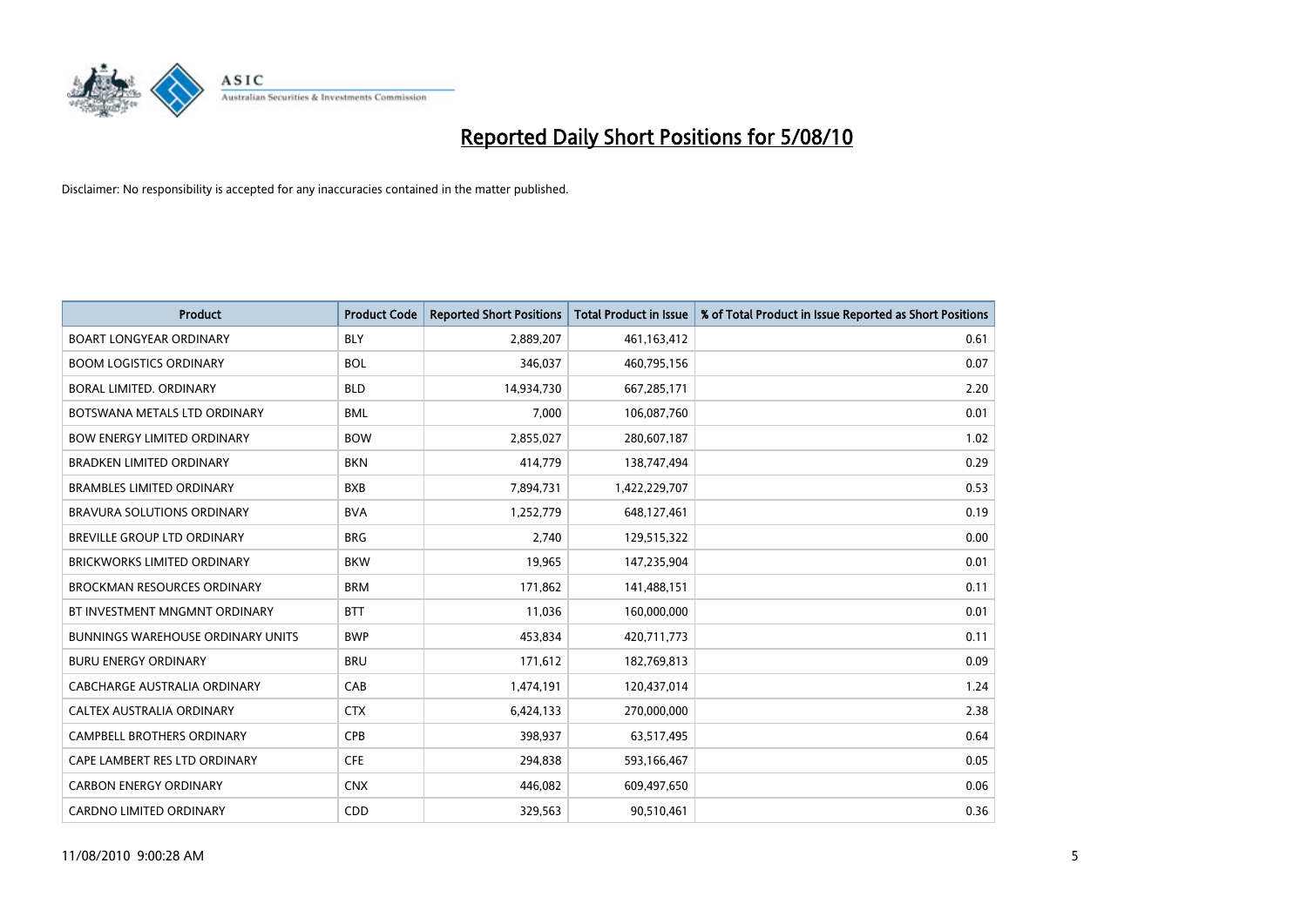# Reported Daily Short Positions for 5/08/10

Disclaimer: No responsibility is accepted for any inaccuracies contained in the matter published.

| Product | Product Code | Reported Short Positions | Total Product in Issue | % of Total Product in Issue Reported as Short Positions |
|---|---|---|---|---|
| BOART LONGYEAR ORDINARY | BLY | 2,889,207 | 461,163,412 | 0.61 |
| BOOM LOGISTICS ORDINARY | BOL | 346,037 | 460,795,156 | 0.07 |
| BORAL LIMITED. ORDINARY | BLD | 14,934,730 | 667,285,171 | 2.20 |
| BOTSWANA METALS LTD ORDINARY | BML | 7,000 | 106,087,760 | 0.01 |
| BOW ENERGY LIMITED ORDINARY | BOW | 2,855,027 | 280,607,187 | 1.02 |
| BRADKEN LIMITED ORDINARY | BKN | 414,779 | 138,747,494 | 0.29 |
| BRAMBLES LIMITED ORDINARY | BXB | 7,894,731 | 1,422,229,707 | 0.53 |
| BRAVURA SOLUTIONS ORDINARY | BVA | 1,252,779 | 648,127,461 | 0.19 |
| BREVILLE GROUP LTD ORDINARY | BRG | 2,740 | 129,515,322 | 0.00 |
| BRICKWORKS LIMITED ORDINARY | BKW | 19,965 | 147,235,904 | 0.01 |
| BROCKMAN RESOURCES ORDINARY | BRM | 171,862 | 141,488,151 | 0.11 |
| BT INVESTMENT MNGMNT ORDINARY | BTT | 11,036 | 160,000,000 | 0.01 |
| BUNNINGS WAREHOUSE ORDINARY UNITS | BWP | 453,834 | 420,711,773 | 0.11 |
| BURU ENERGY ORDINARY | BRU | 171,612 | 182,769,813 | 0.09 |
| CABCHARGE AUSTRALIA ORDINARY | CAB | 1,474,191 | 120,437,014 | 1.24 |
| CALTEX AUSTRALIA ORDINARY | CTX | 6,424,133 | 270,000,000 | 2.38 |
| CAMPBELL BROTHERS ORDINARY | CPB | 398,937 | 63,517,495 | 0.64 |
| CAPE LAMBERT RES LTD ORDINARY | CFE | 294,838 | 593,166,467 | 0.05 |
| CARBON ENERGY ORDINARY | CNX | 446,082 | 609,497,650 | 0.06 |
| CARDNO LIMITED ORDINARY | CDD | 329,563 | 90,510,461 | 0.36 |

11/08/2010 9:00:28 AM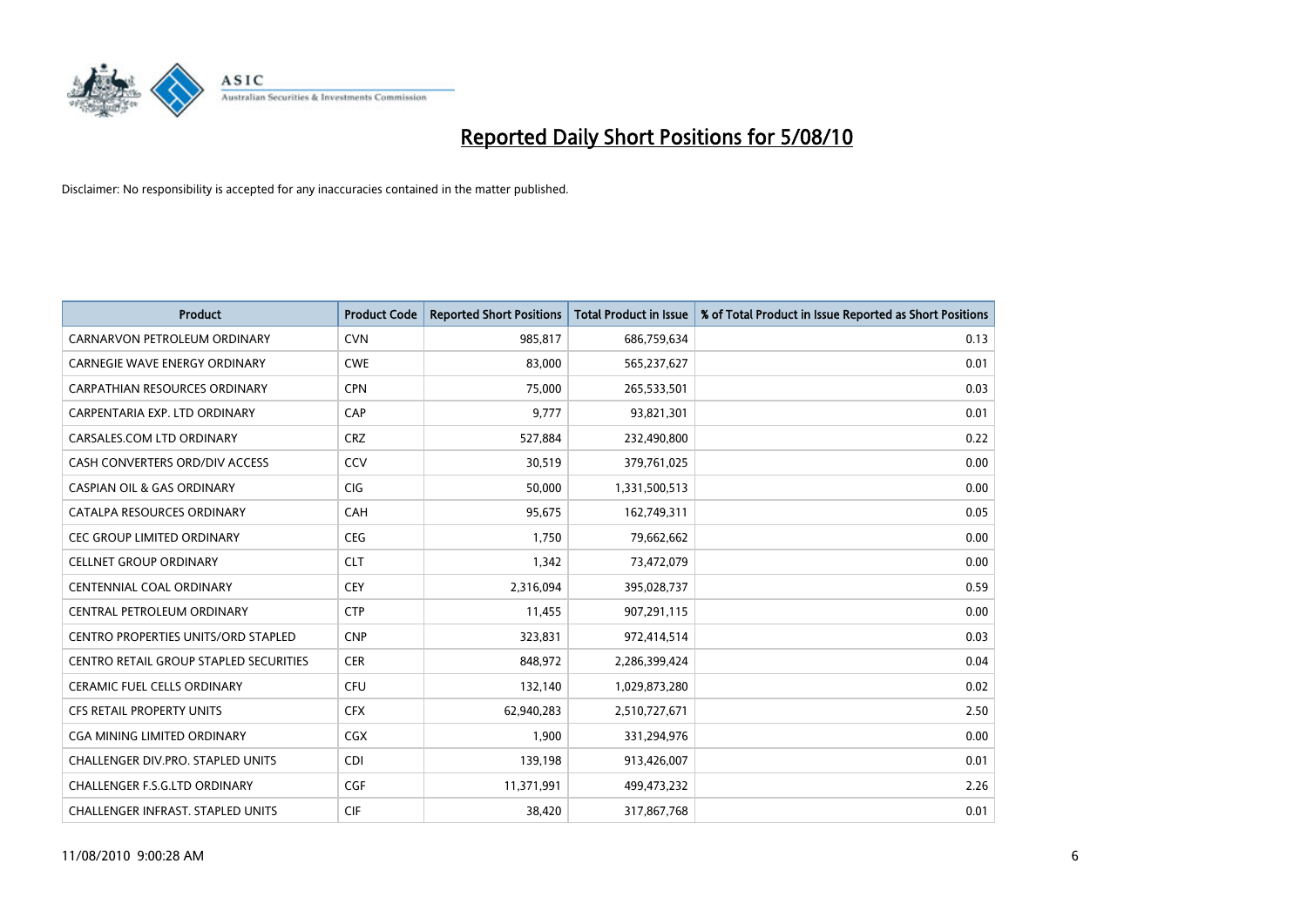# Reported Daily Short Positions for 5/08/10

Disclaimer: No responsibility is accepted for any inaccuracies contained in the matter published.

| Product | Product Code | Reported Short Positions | Total Product in Issue | % of Total Product in Issue Reported as Short Positions |
|---|---|---|---|---|
| CARNARVON PETROLEUM ORDINARY | CVN | 985,817 | 686,759,634 | 0.13 |
| CARNEGIE WAVE ENERGY ORDINARY | CWE | 83,000 | 565,237,627 | 0.01 |
| CARPATHIAN RESOURCES ORDINARY | CPN | 75,000 | 265,533,501 | 0.03 |
| CARPENTARIA EXP. LTD ORDINARY | CAP | 9,777 | 93,821,301 | 0.01 |
| CARSALES.COM LTD ORDINARY | CRZ | 527,884 | 232,490,800 | 0.22 |
| CASH CONVERTERS ORD/DIV ACCESS | CCV | 30,519 | 379,761,025 | 0.00 |
| CASPIAN OIL & GAS ORDINARY | CIG | 50,000 | 1,331,500,513 | 0.00 |
| CATALPA RESOURCES ORDINARY | CAH | 95,675 | 162,749,311 | 0.05 |
| CEC GROUP LIMITED ORDINARY | CEG | 1,750 | 79,662,662 | 0.00 |
| CELLNET GROUP ORDINARY | CLT | 1,342 | 73,472,079 | 0.00 |
| CENTENNIAL COAL ORDINARY | CEY | 2,316,094 | 395,028,737 | 0.59 |
| CENTRAL PETROLEUM ORDINARY | CTP | 11,455 | 907,291,115 | 0.00 |
| CENTRO PROPERTIES UNITS/ORD STAPLED | CNP | 323,831 | 972,414,514 | 0.03 |
| CENTRO RETAIL GROUP STAPLED SECURITIES | CER | 848,972 | 2,286,399,424 | 0.04 |
| CERAMIC FUEL CELLS ORDINARY | CFU | 132,140 | 1,029,873,280 | 0.02 |
| CFS RETAIL PROPERTY UNITS | CFX | 62,940,283 | 2,510,727,671 | 2.50 |
| CGA MINING LIMITED ORDINARY | CGX | 1,900 | 331,294,976 | 0.00 |
| CHALLENGER DIV.PRO. STAPLED UNITS | CDI | 139,198 | 913,426,007 | 0.01 |
| CHALLENGER F.S.G.LTD ORDINARY | CGF | 11,371,991 | 499,473,232 | 2.26 |
| CHALLENGER INFRAST. STAPLED UNITS | CIF | 38,420 | 317,867,768 | 0.01 |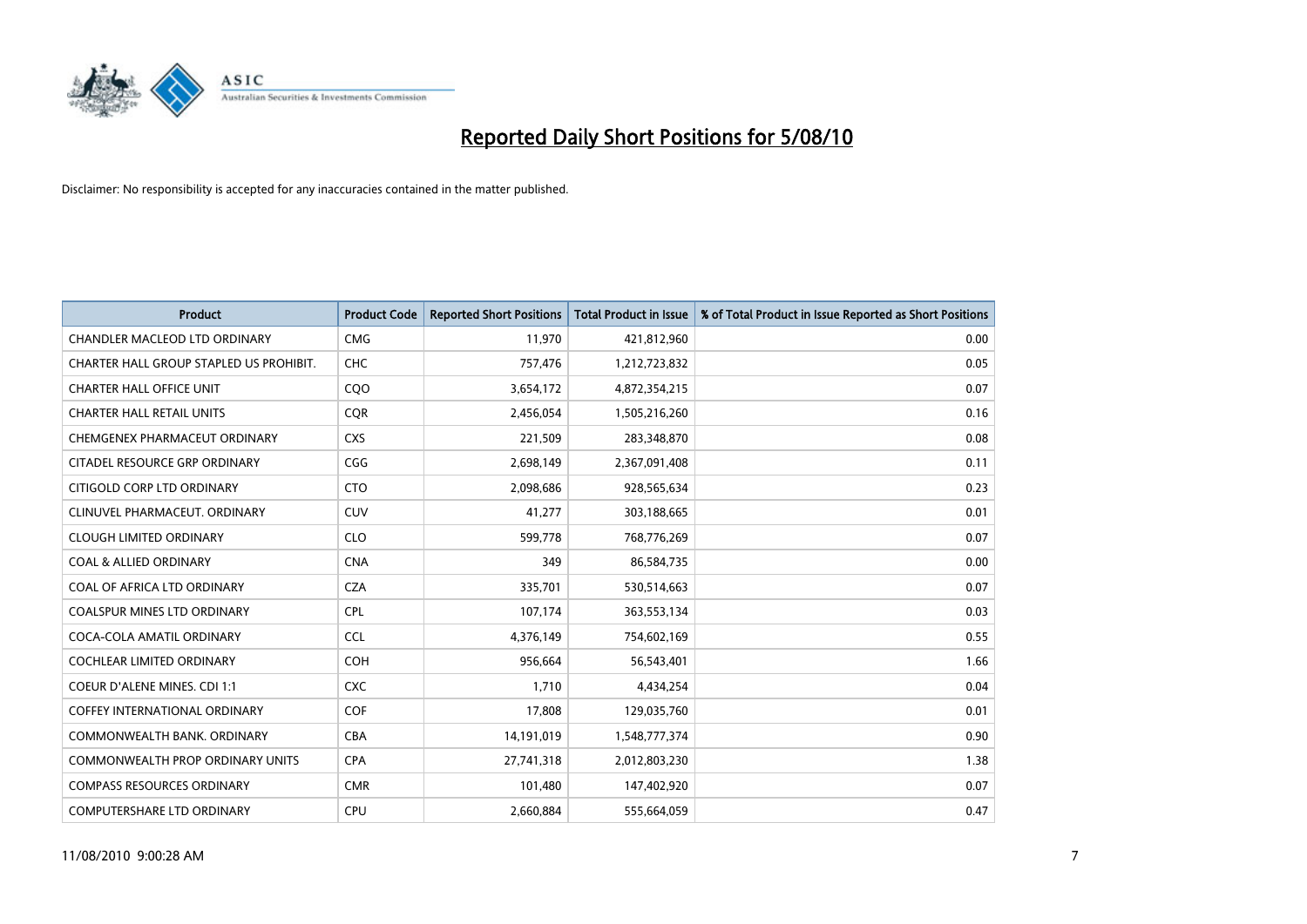# Reported Daily Short Positions for 5/08/10

Disclaimer: No responsibility is accepted for any inaccuracies contained in the matter published.

| Product | Product Code | Reported Short Positions | Total Product in Issue | % of Total Product in Issue Reported as Short Positions |
|---|---|---|---|---|
| CHANDLER MACLEOD LTD ORDINARY | CMG | 11,970 | 421,812,960 | 0.00 |
| CHARTER HALL GROUP STAPLED US PROHIBIT. | CHC | 757,476 | 1,212,723,832 | 0.05 |
| CHARTER HALL OFFICE UNIT | CQO | 3,654,172 | 4,872,354,215 | 0.07 |
| CHARTER HALL RETAIL UNITS | CQR | 2,456,054 | 1,505,216,260 | 0.16 |
| CHEMGENEX PHARMACEUT ORDINARY | CXS | 221,509 | 283,348,870 | 0.08 |
| CITADEL RESOURCE GRP ORDINARY | CGG | 2,698,149 | 2,367,091,408 | 0.11 |
| CITIGOLD CORP LTD ORDINARY | CTO | 2,098,686 | 928,565,634 | 0.23 |
| CLINUVEL PHARMACEUT. ORDINARY | CUV | 41,277 | 303,188,665 | 0.01 |
| CLOUGH LIMITED ORDINARY | CLO | 599,778 | 768,776,269 | 0.07 |
| COAL & ALLIED ORDINARY | CNA | 349 | 86,584,735 | 0.00 |
| COAL OF AFRICA LTD ORDINARY | CZA | 335,701 | 530,514,663 | 0.07 |
| COALSPUR MINES LTD ORDINARY | CPL | 107,174 | 363,553,134 | 0.03 |
| COCA-COLA AMATIL ORDINARY | CCL | 4,376,149 | 754,602,169 | 0.55 |
| COCHLEAR LIMITED ORDINARY | COH | 956,664 | 56,543,401 | 1.66 |
| COEUR D'ALENE MINES. CDI 1:1 | CXC | 1,710 | 4,434,254 | 0.04 |
| COFFEY INTERNATIONAL ORDINARY | COF | 17,808 | 129,035,760 | 0.01 |
| COMMONWEALTH BANK. ORDINARY | CBA | 14,191,019 | 1,548,777,374 | 0.90 |
| COMMONWEALTH PROP ORDINARY UNITS | CPA | 27,741,318 | 2,012,803,230 | 1.38 |
| COMPASS RESOURCES ORDINARY | CMR | 101,480 | 147,402,920 | 0.07 |
| COMPUTERSHARE LTD ORDINARY | CPU | 2,660,884 | 555,664,059 | 0.47 |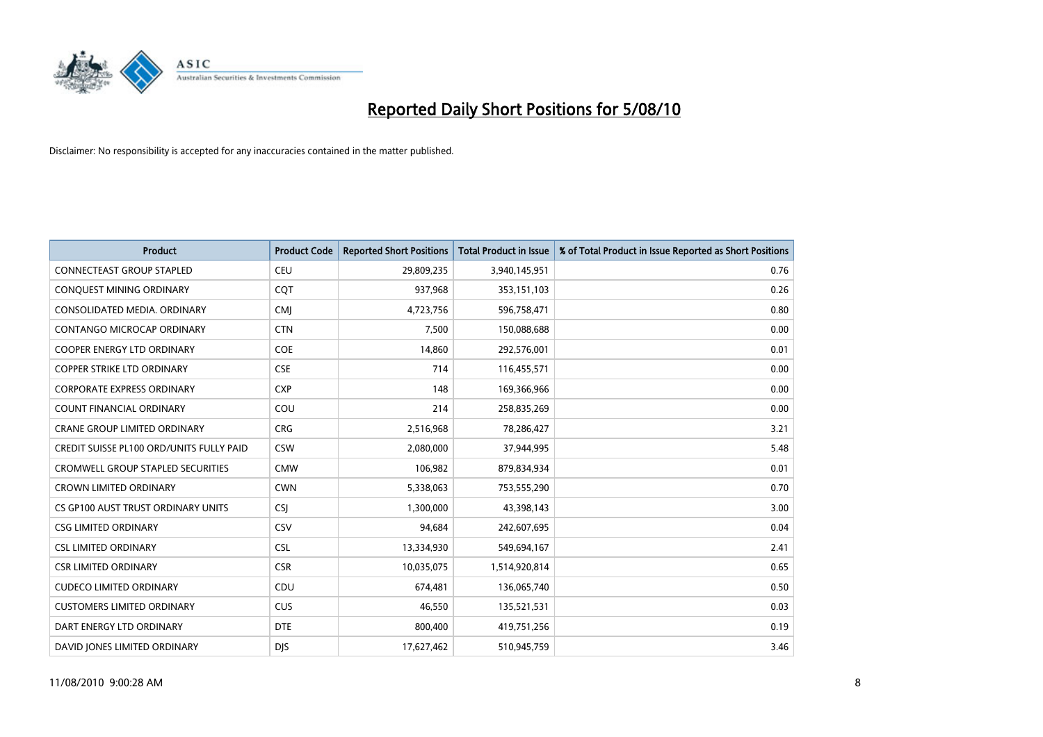# Reported Daily Short Positions for 5/08/10

Disclaimer: No responsibility is accepted for any inaccuracies contained in the matter published.

| Product | Product Code | Reported Short Positions | Total Product in Issue | % of Total Product in Issue Reported as Short Positions |
|---|---|---|---|---|
| CONNECTEAST GROUP STAPLED | CEU | 29,809,235 | 3,940,145,951 | 0.76 |
| CONQUEST MINING ORDINARY | CQT | 937,968 | 353,151,103 | 0.26 |
| CONSOLIDATED MEDIA. ORDINARY | CMJ | 4,723,756 | 596,758,471 | 0.80 |
| CONTANGO MICROCAP ORDINARY | CTN | 7,500 | 150,088,688 | 0.00 |
| COOPER ENERGY LTD ORDINARY | COE | 14,860 | 292,576,001 | 0.01 |
| COPPER STRIKE LTD ORDINARY | CSE | 714 | 116,455,571 | 0.00 |
| CORPORATE EXPRESS ORDINARY | CXP | 148 | 169,366,966 | 0.00 |
| COUNT FINANCIAL ORDINARY | COU | 214 | 258,835,269 | 0.00 |
| CRANE GROUP LIMITED ORDINARY | CRG | 2,516,968 | 78,286,427 | 3.21 |
| CREDIT SUISSE PL100 ORD/UNITS FULLY PAID | CSW | 2,080,000 | 37,944,995 | 5.48 |
| CROMWELL GROUP STAPLED SECURITIES | CMW | 106,982 | 879,834,934 | 0.01 |
| CROWN LIMITED ORDINARY | CWN | 5,338,063 | 753,555,290 | 0.70 |
| CS GP100 AUST TRUST ORDINARY UNITS | CSJ | 1,300,000 | 43,398,143 | 3.00 |
| CSG LIMITED ORDINARY | CSV | 94,684 | 242,607,695 | 0.04 |
| CSL LIMITED ORDINARY | CSL | 13,334,930 | 549,694,167 | 2.41 |
| CSR LIMITED ORDINARY | CSR | 10,035,075 | 1,514,920,814 | 0.65 |
| CUDECO LIMITED ORDINARY | CDU | 674,481 | 136,065,740 | 0.50 |
| CUSTOMERS LIMITED ORDINARY | CUS | 46,550 | 135,521,531 | 0.03 |
| DART ENERGY LTD ORDINARY | DTE | 800,400 | 419,751,256 | 0.19 |
| DAVID JONES LIMITED ORDINARY | DJS | 17,627,462 | 510,945,759 | 3.46 |

11/08/2010 9:00:28 AM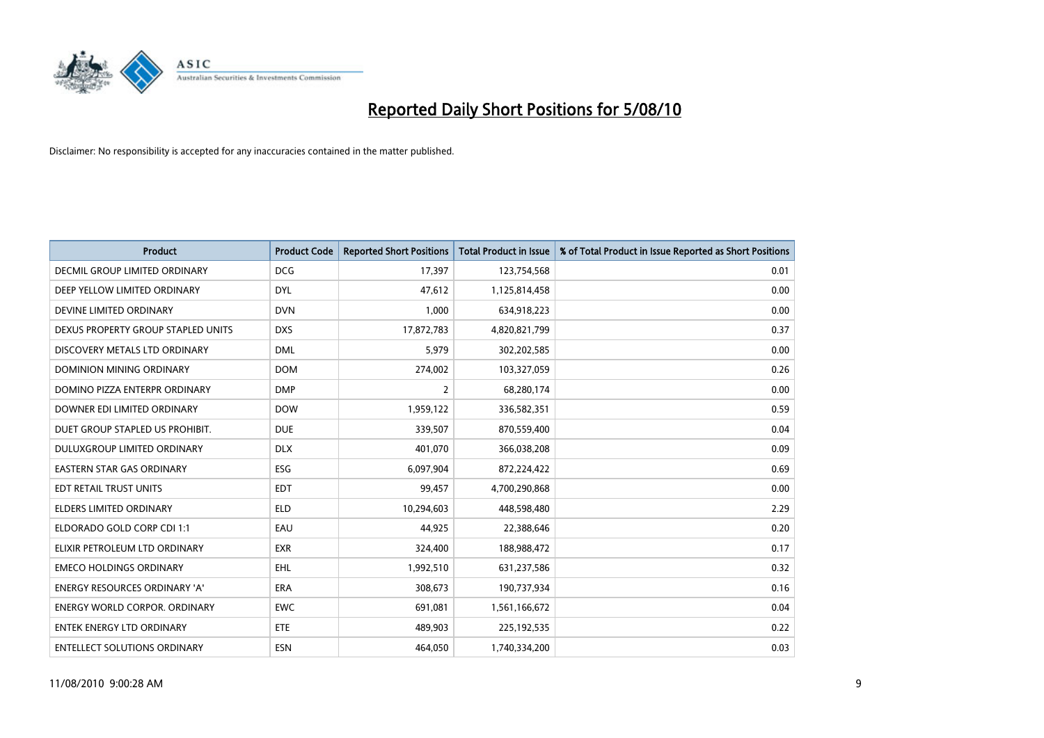# Reported Daily Short Positions for 5/08/10

Disclaimer: No responsibility is accepted for any inaccuracies contained in the matter published.

| Product | Product Code | Reported Short Positions | Total Product in Issue | % of Total Product in Issue Reported as Short Positions |
|---|---|---|---|---|
| DECMIL GROUP LIMITED ORDINARY | DCG | 17,397 | 123,754,568 | 0.01 |
| DEEP YELLOW LIMITED ORDINARY | DYL | 47,612 | 1,125,814,458 | 0.00 |
| DEVINE LIMITED ORDINARY | DVN | 1,000 | 634,918,223 | 0.00 |
| DEXUS PROPERTY GROUP STAPLED UNITS | DXS | 17,872,783 | 4,820,821,799 | 0.37 |
| DISCOVERY METALS LTD ORDINARY | DML | 5,979 | 302,202,585 | 0.00 |
| DOMINION MINING ORDINARY | DOM | 274,002 | 103,327,059 | 0.26 |
| DOMINO PIZZA ENTERPR ORDINARY | DMP | 2 | 68,280,174 | 0.00 |
| DOWNER EDI LIMITED ORDINARY | DOW | 1,959,122 | 336,582,351 | 0.59 |
| DUET GROUP STAPLED US PROHIBIT. | DUE | 339,507 | 870,559,400 | 0.04 |
| DULUXGROUP LIMITED ORDINARY | DLX | 401,070 | 366,038,208 | 0.09 |
| EASTERN STAR GAS ORDINARY | ESG | 6,097,904 | 872,224,422 | 0.69 |
| EDT RETAIL TRUST UNITS | EDT | 99,457 | 4,700,290,868 | 0.00 |
| ELDERS LIMITED ORDINARY | ELD | 10,294,603 | 448,598,480 | 2.29 |
| ELDORADO GOLD CORP CDI 1:1 | EAU | 44,925 | 22,388,646 | 0.20 |
| ELIXIR PETROLEUM LTD ORDINARY | EXR | 324,400 | 188,988,472 | 0.17 |
| EMECO HOLDINGS ORDINARY | EHL | 1,992,510 | 631,237,586 | 0.32 |
| ENERGY RESOURCES ORDINARY 'A' | ERA | 308,673 | 190,737,934 | 0.16 |
| ENERGY WORLD CORPOR. ORDINARY | EWC | 691,081 | 1,561,166,672 | 0.04 |
| ENTEK ENERGY LTD ORDINARY | ETE | 489,903 | 225,192,535 | 0.22 |
| ENTELLECT SOLUTIONS ORDINARY | ESN | 464,050 | 1,740,334,200 | 0.03 |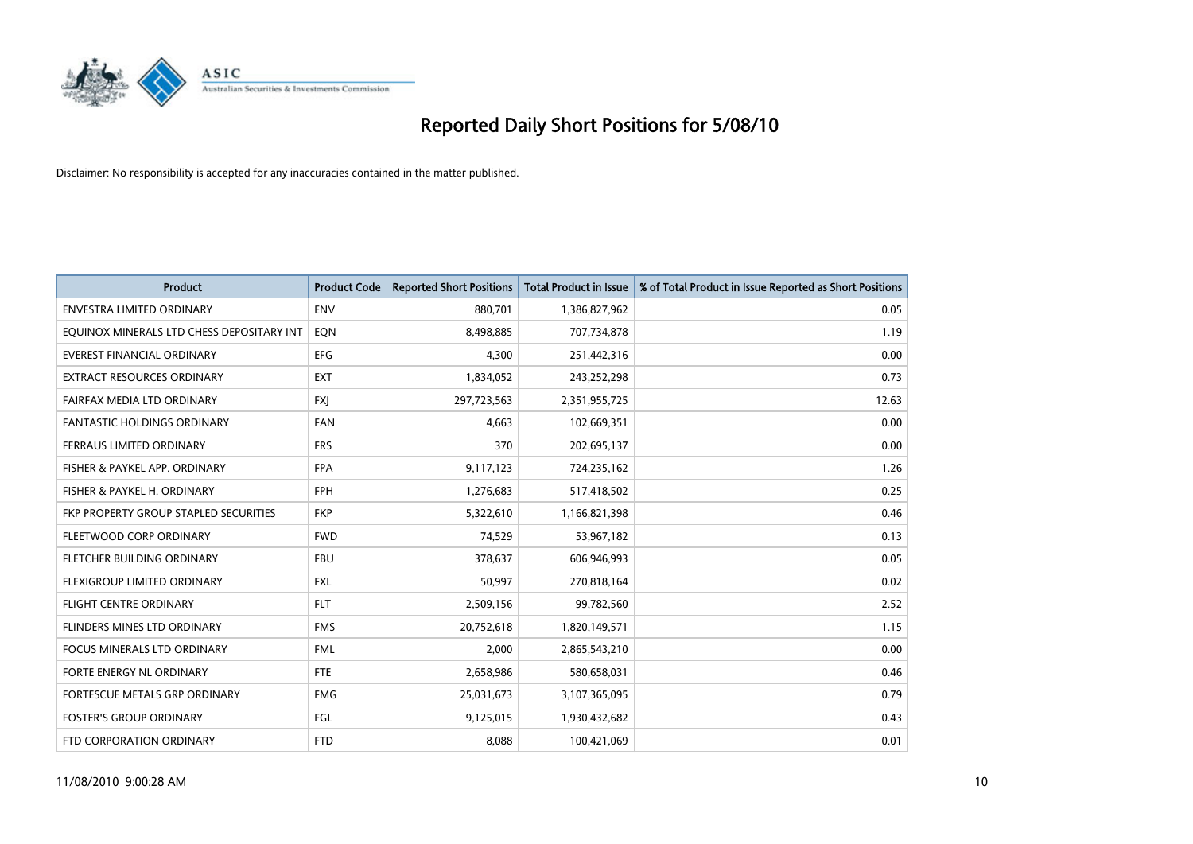# Reported Daily Short Positions for 5/08/10

Disclaimer: No responsibility is accepted for any inaccuracies contained in the matter published.

| Product | Product Code | Reported Short Positions | Total Product in Issue | % of Total Product in Issue Reported as Short Positions |
|---|---|---|---|---|
| ENVESTRA LIMITED ORDINARY | ENV | 880,701 | 1,386,827,962 | 0.05 |
| EQUINOX MINERALS LTD CHESS DEPOSITARY INT | EQN | 8,498,885 | 707,734,878 | 1.19 |
| EVEREST FINANCIAL ORDINARY | EFG | 4,300 | 251,442,316 | 0.00 |
| EXTRACT RESOURCES ORDINARY | EXT | 1,834,052 | 243,252,298 | 0.73 |
| FAIRFAX MEDIA LTD ORDINARY | FXJ | 297,723,563 | 2,351,955,725 | 12.63 |
| FANTASTIC HOLDINGS ORDINARY | FAN | 4,663 | 102,669,351 | 0.00 |
| FERRAUS LIMITED ORDINARY | FRS | 370 | 202,695,137 | 0.00 |
| FISHER & PAYKEL APP. ORDINARY | FPA | 9,117,123 | 724,235,162 | 1.26 |
| FISHER & PAYKEL H. ORDINARY | FPH | 1,276,683 | 517,418,502 | 0.25 |
| FKP PROPERTY GROUP STAPLED SECURITIES | FKP | 5,322,610 | 1,166,821,398 | 0.46 |
| FLEETWOOD CORP ORDINARY | FWD | 74,529 | 53,967,182 | 0.13 |
| FLETCHER BUILDING ORDINARY | FBU | 378,637 | 606,946,993 | 0.05 |
| FLEXIGROUP LIMITED ORDINARY | FXL | 50,997 | 270,818,164 | 0.02 |
| FLIGHT CENTRE ORDINARY | FLT | 2,509,156 | 99,782,560 | 2.52 |
| FLINDERS MINES LTD ORDINARY | FMS | 20,752,618 | 1,820,149,571 | 1.15 |
| FOCUS MINERALS LTD ORDINARY | FML | 2,000 | 2,865,543,210 | 0.00 |
| FORTE ENERGY NL ORDINARY | FTE | 2,658,986 | 580,658,031 | 0.46 |
| FORTESCUE METALS GRP ORDINARY | FMG | 25,031,673 | 3,107,365,095 | 0.79 |
| FOSTER'S GROUP ORDINARY | FGL | 9,125,015 | 1,930,432,682 | 0.43 |
| FTD CORPORATION ORDINARY | FTD | 8,088 | 100,421,069 | 0.01 |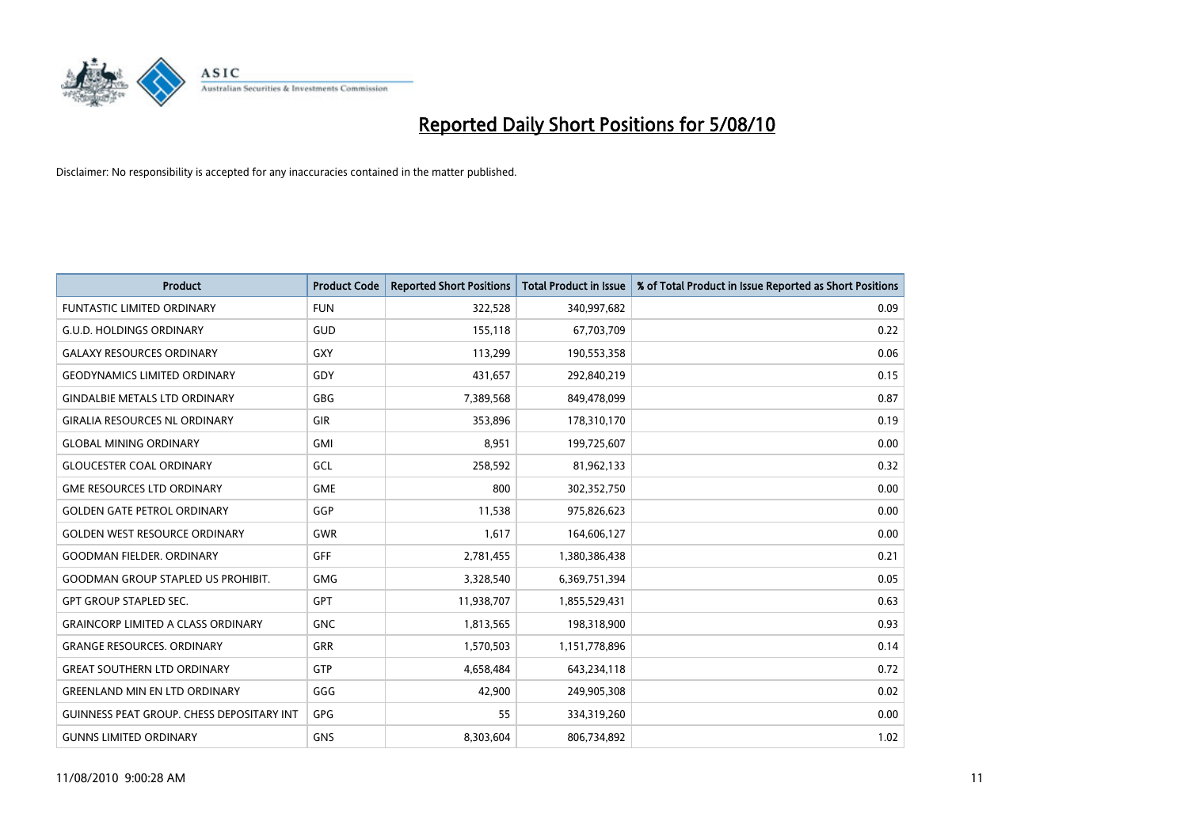# Reported Daily Short Positions for 5/08/10

Disclaimer: No responsibility is accepted for any inaccuracies contained in the matter published.

| Product | Product Code | Reported Short Positions | Total Product in Issue | % of Total Product in Issue Reported as Short Positions |
|---|---|---|---|---|
| FUNTASTIC LIMITED ORDINARY | FUN | 322,528 | 340,997,682 | 0.09 |
| G.U.D. HOLDINGS ORDINARY | GUD | 155,118 | 67,703,709 | 0.22 |
| GALAXY RESOURCES ORDINARY | GXY | 113,299 | 190,553,358 | 0.06 |
| GEODYNAMICS LIMITED ORDINARY | GDY | 431,657 | 292,840,219 | 0.15 |
| GINDALBIE METALS LTD ORDINARY | GBG | 7,389,568 | 849,478,099 | 0.87 |
| GIRALIA RESOURCES NL ORDINARY | GIR | 353,896 | 178,310,170 | 0.19 |
| GLOBAL MINING ORDINARY | GMI | 8,951 | 199,725,607 | 0.00 |
| GLOUCESTER COAL ORDINARY | GCL | 258,592 | 81,962,133 | 0.32 |
| GME RESOURCES LTD ORDINARY | GME | 800 | 302,352,750 | 0.00 |
| GOLDEN GATE PETROL ORDINARY | GGP | 11,538 | 975,826,623 | 0.00 |
| GOLDEN WEST RESOURCE ORDINARY | GWR | 1,617 | 164,606,127 | 0.00 |
| GOODMAN FIELDER. ORDINARY | GFF | 2,781,455 | 1,380,386,438 | 0.21 |
| GOODMAN GROUP STAPLED US PROHIBIT. | GMG | 3,328,540 | 6,369,751,394 | 0.05 |
| GPT GROUP STAPLED SEC. | GPT | 11,938,707 | 1,855,529,431 | 0.63 |
| GRAINCORP LIMITED A CLASS ORDINARY | GNC | 1,813,565 | 198,318,900 | 0.93 |
| GRANGE RESOURCES. ORDINARY | GRR | 1,570,503 | 1,151,778,896 | 0.14 |
| GREAT SOUTHERN LTD ORDINARY | GTP | 4,658,484 | 643,234,118 | 0.72 |
| GREENLAND MIN EN LTD ORDINARY | GGG | 42,900 | 249,905,308 | 0.02 |
| GUINNESS PEAT GROUP. CHESS DEPOSITARY INT | GPG | 55 | 334,319,260 | 0.00 |
| GUNNS LIMITED ORDINARY | GNS | 8,303,604 | 806,734,892 | 1.02 |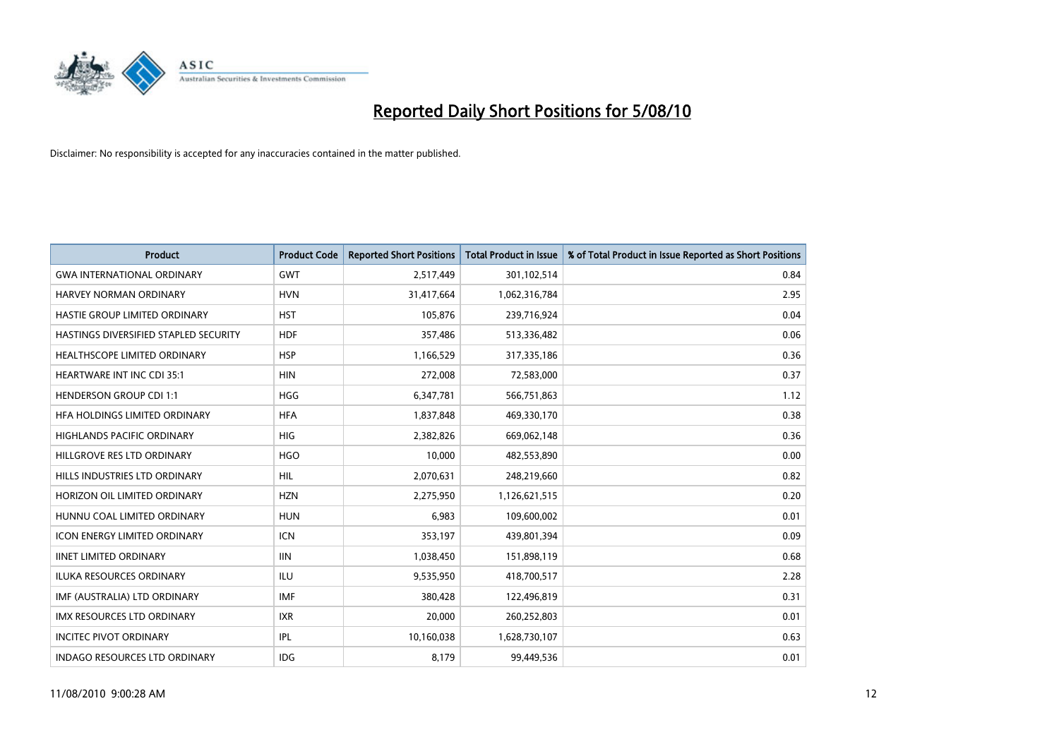# Reported Daily Short Positions for 5/08/10

Disclaimer: No responsibility is accepted for any inaccuracies contained in the matter published.

| Product | Product Code | Reported Short Positions | Total Product in Issue | % of Total Product in Issue Reported as Short Positions |
|---|---|---|---|---|
| GWA INTERNATIONAL ORDINARY | GWT | 2,517,449 | 301,102,514 | 0.84 |
| HARVEY NORMAN ORDINARY | HVN | 31,417,664 | 1,062,316,784 | 2.95 |
| HASTIE GROUP LIMITED ORDINARY | HST | 105,876 | 239,716,924 | 0.04 |
| HASTINGS DIVERSIFIED STAPLED SECURITY | HDF | 357,486 | 513,336,482 | 0.06 |
| HEALTHSCOPE LIMITED ORDINARY | HSP | 1,166,529 | 317,335,186 | 0.36 |
| HEARTWARE INT INC CDI 35:1 | HIN | 272,008 | 72,583,000 | 0.37 |
| HENDERSON GROUP CDI 1:1 | HGG | 6,347,781 | 566,751,863 | 1.12 |
| HFA HOLDINGS LIMITED ORDINARY | HFA | 1,837,848 | 469,330,170 | 0.38 |
| HIGHLANDS PACIFIC ORDINARY | HIG | 2,382,826 | 669,062,148 | 0.36 |
| HILLGROVE RES LTD ORDINARY | HGO | 10,000 | 482,553,890 | 0.00 |
| HILLS INDUSTRIES LTD ORDINARY | HIL | 2,070,631 | 248,219,660 | 0.82 |
| HORIZON OIL LIMITED ORDINARY | HZN | 2,275,950 | 1,126,621,515 | 0.20 |
| HUNNU COAL LIMITED ORDINARY | HUN | 6,983 | 109,600,002 | 0.01 |
| ICON ENERGY LIMITED ORDINARY | ICN | 353,197 | 439,801,394 | 0.09 |
| IINET LIMITED ORDINARY | IIN | 1,038,450 | 151,898,119 | 0.68 |
| ILUKA RESOURCES ORDINARY | ILU | 9,535,950 | 418,700,517 | 2.28 |
| IMF (AUSTRALIA) LTD ORDINARY | IMF | 380,428 | 122,496,819 | 0.31 |
| IMX RESOURCES LTD ORDINARY | IXR | 20,000 | 260,252,803 | 0.01 |
| INCITEC PIVOT ORDINARY | IPL | 10,160,038 | 1,628,730,107 | 0.63 |
| INDAGO RESOURCES LTD ORDINARY | IDG | 8,179 | 99,449,536 | 0.01 |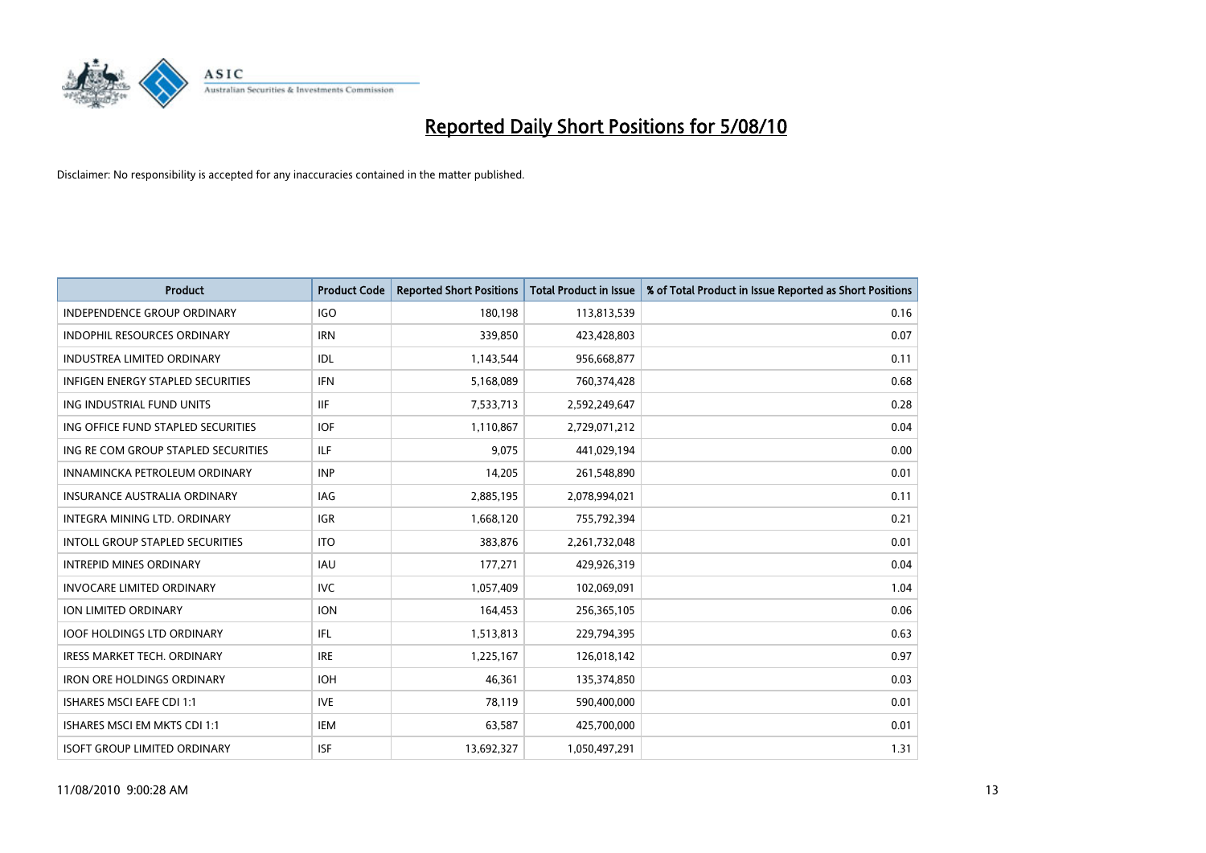# Reported Daily Short Positions for 5/08/10

Disclaimer: No responsibility is accepted for any inaccuracies contained in the matter published.

| Product | Product Code | Reported Short Positions | Total Product in Issue | % of Total Product in Issue Reported as Short Positions |
|---|---|---|---|---|
| INDEPENDENCE GROUP ORDINARY | IGO | 180,198 | 113,813,539 | 0.16 |
| INDOPHIL RESOURCES ORDINARY | IRN | 339,850 | 423,428,803 | 0.07 |
| INDUSTREA LIMITED ORDINARY | IDL | 1,143,544 | 956,668,877 | 0.11 |
| INFIGEN ENERGY STAPLED SECURITIES | IFN | 5,168,089 | 760,374,428 | 0.68 |
| ING INDUSTRIAL FUND UNITS | IIF | 7,533,713 | 2,592,249,647 | 0.28 |
| ING OFFICE FUND STAPLED SECURITIES | IOF | 1,110,867 | 2,729,071,212 | 0.04 |
| ING RE COM GROUP STAPLED SECURITIES | ILF | 9,075 | 441,029,194 | 0.00 |
| INNAMINCKA PETROLEUM ORDINARY | INP | 14,205 | 261,548,890 | 0.01 |
| INSURANCE AUSTRALIA ORDINARY | IAG | 2,885,195 | 2,078,994,021 | 0.11 |
| INTEGRA MINING LTD. ORDINARY | IGR | 1,668,120 | 755,792,394 | 0.21 |
| INTOLL GROUP STAPLED SECURITIES | ITO | 383,876 | 2,261,732,048 | 0.01 |
| INTREPID MINES ORDINARY | IAU | 177,271 | 429,926,319 | 0.04 |
| INVOCARE LIMITED ORDINARY | IVC | 1,057,409 | 102,069,091 | 1.04 |
| ION LIMITED ORDINARY | ION | 164,453 | 256,365,105 | 0.06 |
| IOOF HOLDINGS LTD ORDINARY | IFL | 1,513,813 | 229,794,395 | 0.63 |
| IRESS MARKET TECH. ORDINARY | IRE | 1,225,167 | 126,018,142 | 0.97 |
| IRON ORE HOLDINGS ORDINARY | IOH | 46,361 | 135,374,850 | 0.03 |
| ISHARES MSCI EAFE CDI 1:1 | IVE | 78,119 | 590,400,000 | 0.01 |
| ISHARES MSCI EM MKTS CDI 1:1 | IEM | 63,587 | 425,700,000 | 0.01 |
| ISOFT GROUP LIMITED ORDINARY | ISF | 13,692,327 | 1,050,497,291 | 1.31 |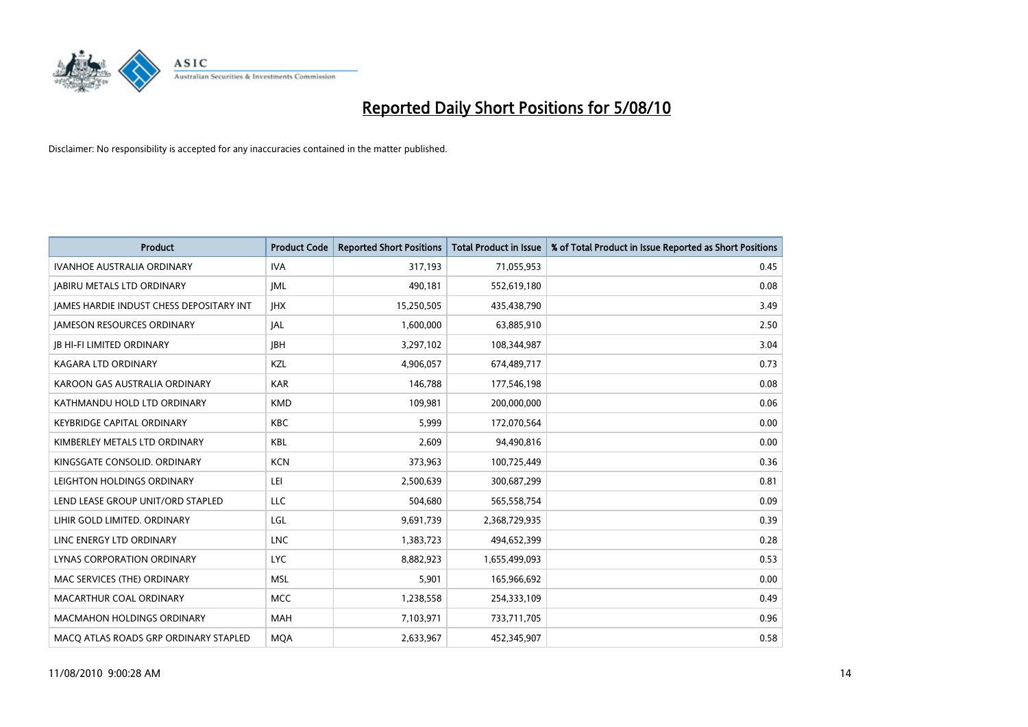# Reported Daily Short Positions for 5/08/10

Disclaimer: No responsibility is accepted for any inaccuracies contained in the matter published.

| Product | Product Code | Reported Short Positions | Total Product in Issue | % of Total Product in Issue Reported as Short Positions |
|---|---|---|---|---|
| IVANHOE AUSTRALIA ORDINARY | IVA | 317,193 | 71,055,953 | 0.45 |
| JABIRU METALS LTD ORDINARY | JML | 490,181 | 552,619,180 | 0.08 |
| JAMES HARDIE INDUST CHESS DEPOSITARY INT | JHX | 15,250,505 | 435,438,790 | 3.49 |
| JAMESON RESOURCES ORDINARY | JAL | 1,600,000 | 63,885,910 | 2.50 |
| JB HI-FI LIMITED ORDINARY | JBH | 3,297,102 | 108,344,987 | 3.04 |
| KAGARA LTD ORDINARY | KZL | 4,906,057 | 674,489,717 | 0.73 |
| KAROON GAS AUSTRALIA ORDINARY | KAR | 146,788 | 177,546,198 | 0.08 |
| KATHMANDU HOLD LTD ORDINARY | KMD | 109,981 | 200,000,000 | 0.06 |
| KEYBRIDGE CAPITAL ORDINARY | KBC | 5,999 | 172,070,564 | 0.00 |
| KIMBERLEY METALS LTD ORDINARY | KBL | 2,609 | 94,490,816 | 0.00 |
| KINGSGATE CONSOLID. ORDINARY | KCN | 373,963 | 100,725,449 | 0.36 |
| LEIGHTON HOLDINGS ORDINARY | LEI | 2,500,639 | 300,687,299 | 0.81 |
| LEND LEASE GROUP UNIT/ORD STAPLED | LLC | 504,680 | 565,558,754 | 0.09 |
| LIHIR GOLD LIMITED. ORDINARY | LGL | 9,691,739 | 2,368,729,935 | 0.39 |
| LINC ENERGY LTD ORDINARY | LNC | 1,383,723 | 494,652,399 | 0.28 |
| LYNAS CORPORATION ORDINARY | LYC | 8,882,923 | 1,655,499,093 | 0.53 |
| MAC SERVICES (THE) ORDINARY | MSL | 5,901 | 165,966,692 | 0.00 |
| MACARTHUR COAL ORDINARY | MCC | 1,238,558 | 254,333,109 | 0.49 |
| MACMAHON HOLDINGS ORDINARY | MAH | 7,103,971 | 733,711,705 | 0.96 |
| MACQ ATLAS ROADS GRP ORDINARY STAPLED | MQA | 2,633,967 | 452,345,907 | 0.58 |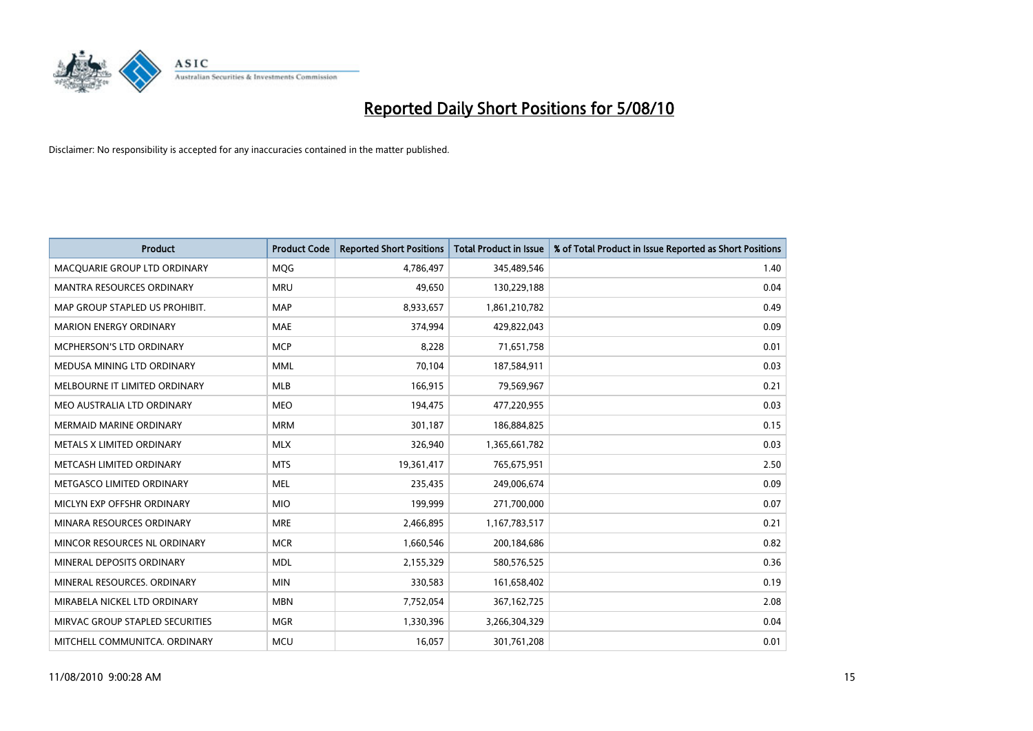# Reported Daily Short Positions for 5/08/10

Disclaimer: No responsibility is accepted for any inaccuracies contained in the matter published.

| Product | Product Code | Reported Short Positions | Total Product in Issue | % of Total Product in Issue Reported as Short Positions |
|---|---|---|---|---|
| MACQUARIE GROUP LTD ORDINARY | MQG | 4,786,497 | 345,489,546 | 1.40 |
| MANTRA RESOURCES ORDINARY | MRU | 49,650 | 130,229,188 | 0.04 |
| MAP GROUP STAPLED US PROHIBIT. | MAP | 8,933,657 | 1,861,210,782 | 0.49 |
| MARION ENERGY ORDINARY | MAE | 374,994 | 429,822,043 | 0.09 |
| MCPHERSON'S LTD ORDINARY | MCP | 8,228 | 71,651,758 | 0.01 |
| MEDUSA MINING LTD ORDINARY | MML | 70,104 | 187,584,911 | 0.03 |
| MELBOURNE IT LIMITED ORDINARY | MLB | 166,915 | 79,569,967 | 0.21 |
| MEO AUSTRALIA LTD ORDINARY | MEO | 194,475 | 477,220,955 | 0.03 |
| MERMAID MARINE ORDINARY | MRM | 301,187 | 186,884,825 | 0.15 |
| METALS X LIMITED ORDINARY | MLX | 326,940 | 1,365,661,782 | 0.03 |
| METCASH LIMITED ORDINARY | MTS | 19,361,417 | 765,675,951 | 2.50 |
| METGASCO LIMITED ORDINARY | MEL | 235,435 | 249,006,674 | 0.09 |
| MICLYN EXP OFFSHR ORDINARY | MIO | 199,999 | 271,700,000 | 0.07 |
| MINARA RESOURCES ORDINARY | MRE | 2,466,895 | 1,167,783,517 | 0.21 |
| MINCOR RESOURCES NL ORDINARY | MCR | 1,660,546 | 200,184,686 | 0.82 |
| MINERAL DEPOSITS ORDINARY | MDL | 2,155,329 | 580,576,525 | 0.36 |
| MINERAL RESOURCES. ORDINARY | MIN | 330,583 | 161,658,402 | 0.19 |
| MIRABELA NICKEL LTD ORDINARY | MBN | 7,752,054 | 367,162,725 | 2.08 |
| MIRVAC GROUP STAPLED SECURITIES | MGR | 1,330,396 | 3,266,304,329 | 0.04 |
| MITCHELL COMMUNITCA. ORDINARY | MCU | 16,057 | 301,761,208 | 0.01 |

11/08/2010 9:00:28 AM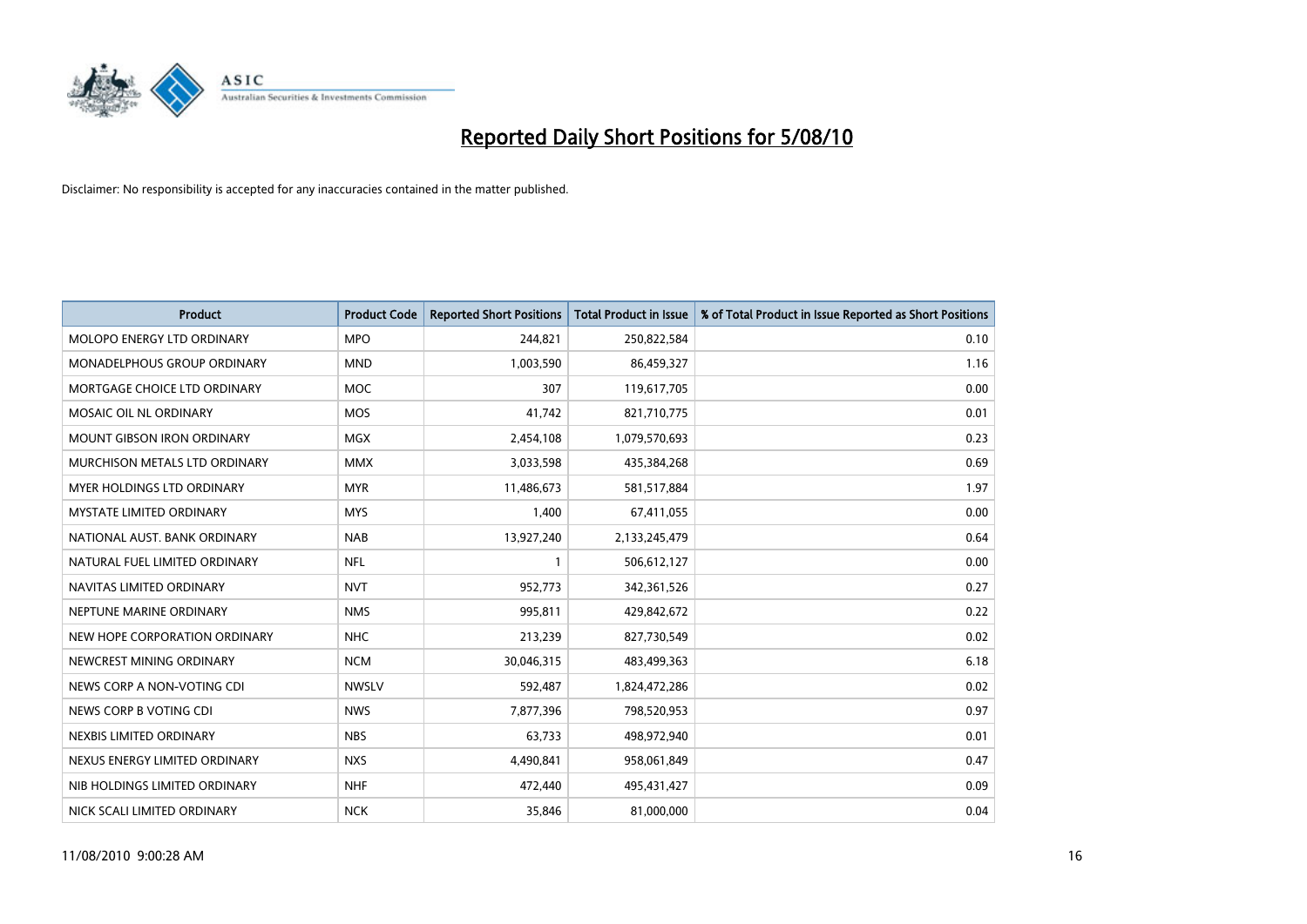# Reported Daily Short Positions for 5/08/10

Disclaimer: No responsibility is accepted for any inaccuracies contained in the matter published.

| Product | Product Code | Reported Short Positions | Total Product in Issue | % of Total Product in Issue Reported as Short Positions |
|---|---|---|---|---|
| MOLOPO ENERGY LTD ORDINARY | MPO | 244,821 | 250,822,584 | 0.10 |
| MONADELPHOUS GROUP ORDINARY | MND | 1,003,590 | 86,459,327 | 1.16 |
| MORTGAGE CHOICE LTD ORDINARY | MOC | 307 | 119,617,705 | 0.00 |
| MOSAIC OIL NL ORDINARY | MOS | 41,742 | 821,710,775 | 0.01 |
| MOUNT GIBSON IRON ORDINARY | MGX | 2,454,108 | 1,079,570,693 | 0.23 |
| MURCHISON METALS LTD ORDINARY | MMX | 3,033,598 | 435,384,268 | 0.69 |
| MYER HOLDINGS LTD ORDINARY | MYR | 11,486,673 | 581,517,884 | 1.97 |
| MYSTATE LIMITED ORDINARY | MYS | 1,400 | 67,411,055 | 0.00 |
| NATIONAL AUST. BANK ORDINARY | NAB | 13,927,240 | 2,133,245,479 | 0.64 |
| NATURAL FUEL LIMITED ORDINARY | NFL | 1 | 506,612,127 | 0.00 |
| NAVITAS LIMITED ORDINARY | NVT | 952,773 | 342,361,526 | 0.27 |
| NEPTUNE MARINE ORDINARY | NMS | 995,811 | 429,842,672 | 0.22 |
| NEW HOPE CORPORATION ORDINARY | NHC | 213,239 | 827,730,549 | 0.02 |
| NEWCREST MINING ORDINARY | NCM | 30,046,315 | 483,499,363 | 6.18 |
| NEWS CORP A NON-VOTING CDI | NWSLV | 592,487 | 1,824,472,286 | 0.02 |
| NEWS CORP B VOTING CDI | NWS | 7,877,396 | 798,520,953 | 0.97 |
| NEXBIS LIMITED ORDINARY | NBS | 63,733 | 498,972,940 | 0.01 |
| NEXUS ENERGY LIMITED ORDINARY | NXS | 4,490,841 | 958,061,849 | 0.47 |
| NIB HOLDINGS LIMITED ORDINARY | NHF | 472,440 | 495,431,427 | 0.09 |
| NICK SCALI LIMITED ORDINARY | NCK | 35,846 | 81,000,000 | 0.04 |

11/08/2010 9:00:28 AM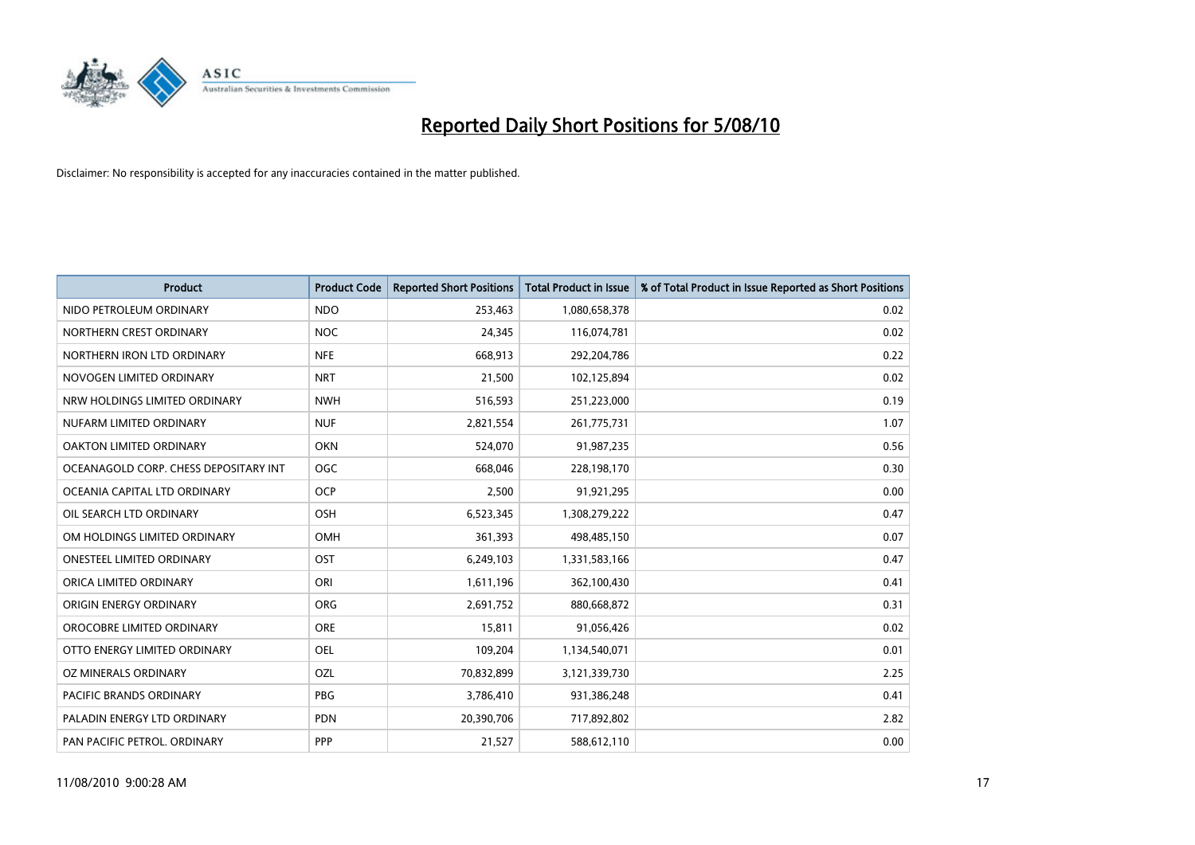# Reported Daily Short Positions for 5/08/10

Disclaimer: No responsibility is accepted for any inaccuracies contained in the matter published.

| Product | Product Code | Reported Short Positions | Total Product in Issue | % of Total Product in Issue Reported as Short Positions |
|---|---|---|---|---|
| NIDO PETROLEUM ORDINARY | NDO | 253,463 | 1,080,658,378 | 0.02 |
| NORTHERN CREST ORDINARY | NOC | 24,345 | 116,074,781 | 0.02 |
| NORTHERN IRON LTD ORDINARY | NFE | 668,913 | 292,204,786 | 0.22 |
| NOVOGEN LIMITED ORDINARY | NRT | 21,500 | 102,125,894 | 0.02 |
| NRW HOLDINGS LIMITED ORDINARY | NWH | 516,593 | 251,223,000 | 0.19 |
| NUFARM LIMITED ORDINARY | NUF | 2,821,554 | 261,775,731 | 1.07 |
| OAKTON LIMITED ORDINARY | OKN | 524,070 | 91,987,235 | 0.56 |
| OCEANAGOLD CORP. CHESS DEPOSITARY INT | OGC | 668,046 | 228,198,170 | 0.30 |
| OCEANIA CAPITAL LTD ORDINARY | OCP | 2,500 | 91,921,295 | 0.00 |
| OIL SEARCH LTD ORDINARY | OSH | 6,523,345 | 1,308,279,222 | 0.47 |
| OM HOLDINGS LIMITED ORDINARY | OMH | 361,393 | 498,485,150 | 0.07 |
| ONESTEEL LIMITED ORDINARY | OST | 6,249,103 | 1,331,583,166 | 0.47 |
| ORICA LIMITED ORDINARY | ORI | 1,611,196 | 362,100,430 | 0.41 |
| ORIGIN ENERGY ORDINARY | ORG | 2,691,752 | 880,668,872 | 0.31 |
| OROCOBRE LIMITED ORDINARY | ORE | 15,811 | 91,056,426 | 0.02 |
| OTTO ENERGY LIMITED ORDINARY | OEL | 109,204 | 1,134,540,071 | 0.01 |
| OZ MINERALS ORDINARY | OZL | 70,832,899 | 3,121,339,730 | 2.25 |
| PACIFIC BRANDS ORDINARY | PBG | 3,786,410 | 931,386,248 | 0.41 |
| PALADIN ENERGY LTD ORDINARY | PDN | 20,390,706 | 717,892,802 | 2.82 |
| PAN PACIFIC PETROL. ORDINARY | PPP | 21,527 | 588,612,110 | 0.00 |

11/08/2010 9:00:28 AM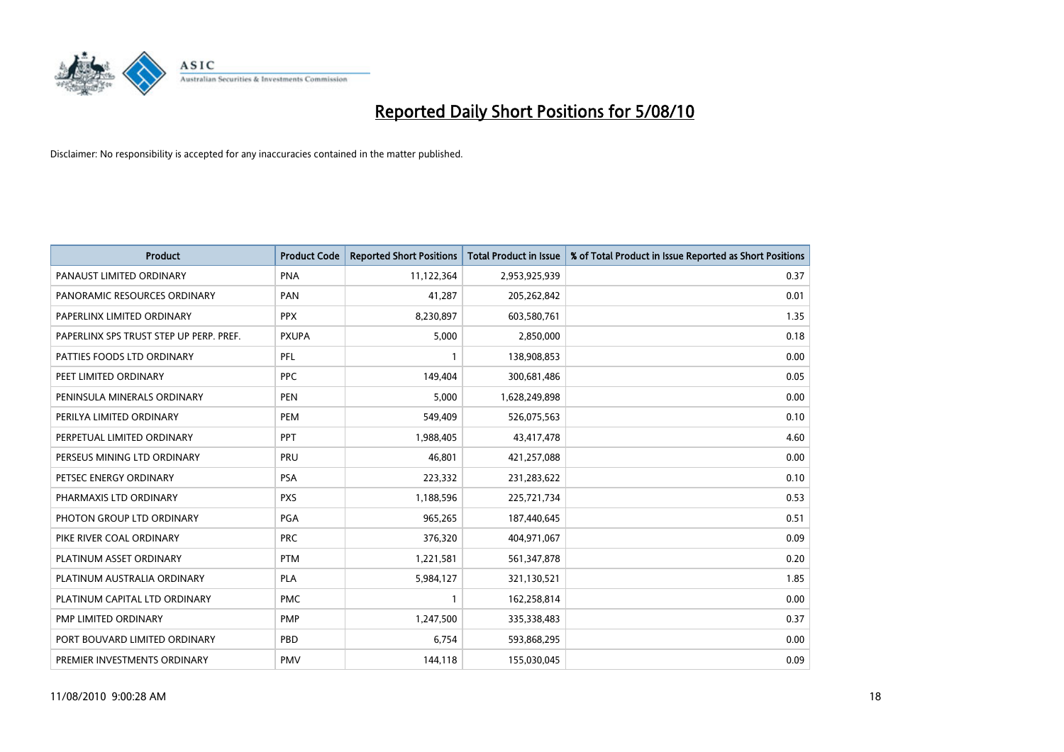# Reported Daily Short Positions for 5/08/10

Disclaimer: No responsibility is accepted for any inaccuracies contained in the matter published.

| Product | Product Code | Reported Short Positions | Total Product in Issue | % of Total Product in Issue Reported as Short Positions |
|---|---|---|---|---|
| PANAUST LIMITED ORDINARY | PNA | 11,122,364 | 2,953,925,939 | 0.37 |
| PANORAMIC RESOURCES ORDINARY | PAN | 41,287 | 205,262,842 | 0.01 |
| PAPERLINX LIMITED ORDINARY | PPX | 8,230,897 | 603,580,761 | 1.35 |
| PAPERLINX SPS TRUST STEP UP PERP. PREF. | PXUPA | 5,000 | 2,850,000 | 0.18 |
| PATTIES FOODS LTD ORDINARY | PFL | 1 | 138,908,853 | 0.00 |
| PEET LIMITED ORDINARY | PPC | 149,404 | 300,681,486 | 0.05 |
| PENINSULA MINERALS ORDINARY | PEN | 5,000 | 1,628,249,898 | 0.00 |
| PERILYA LIMITED ORDINARY | PEM | 549,409 | 526,075,563 | 0.10 |
| PERPETUAL LIMITED ORDINARY | PPT | 1,988,405 | 43,417,478 | 4.60 |
| PERSEUS MINING LTD ORDINARY | PRU | 46,801 | 421,257,088 | 0.00 |
| PETSEC ENERGY ORDINARY | PSA | 223,332 | 231,283,622 | 0.10 |
| PHARMAXIS LTD ORDINARY | PXS | 1,188,596 | 225,721,734 | 0.53 |
| PHOTON GROUP LTD ORDINARY | PGA | 965,265 | 187,440,645 | 0.51 |
| PIKE RIVER COAL ORDINARY | PRC | 376,320 | 404,971,067 | 0.09 |
| PLATINUM ASSET ORDINARY | PTM | 1,221,581 | 561,347,878 | 0.20 |
| PLATINUM AUSTRALIA ORDINARY | PLA | 5,984,127 | 321,130,521 | 1.85 |
| PLATINUM CAPITAL LTD ORDINARY | PMC | 1 | 162,258,814 | 0.00 |
| PMP LIMITED ORDINARY | PMP | 1,247,500 | 335,338,483 | 0.37 |
| PORT BOUVARD LIMITED ORDINARY | PBD | 6,754 | 593,868,295 | 0.00 |
| PREMIER INVESTMENTS ORDINARY | PMV | 144,118 | 155,030,045 | 0.09 |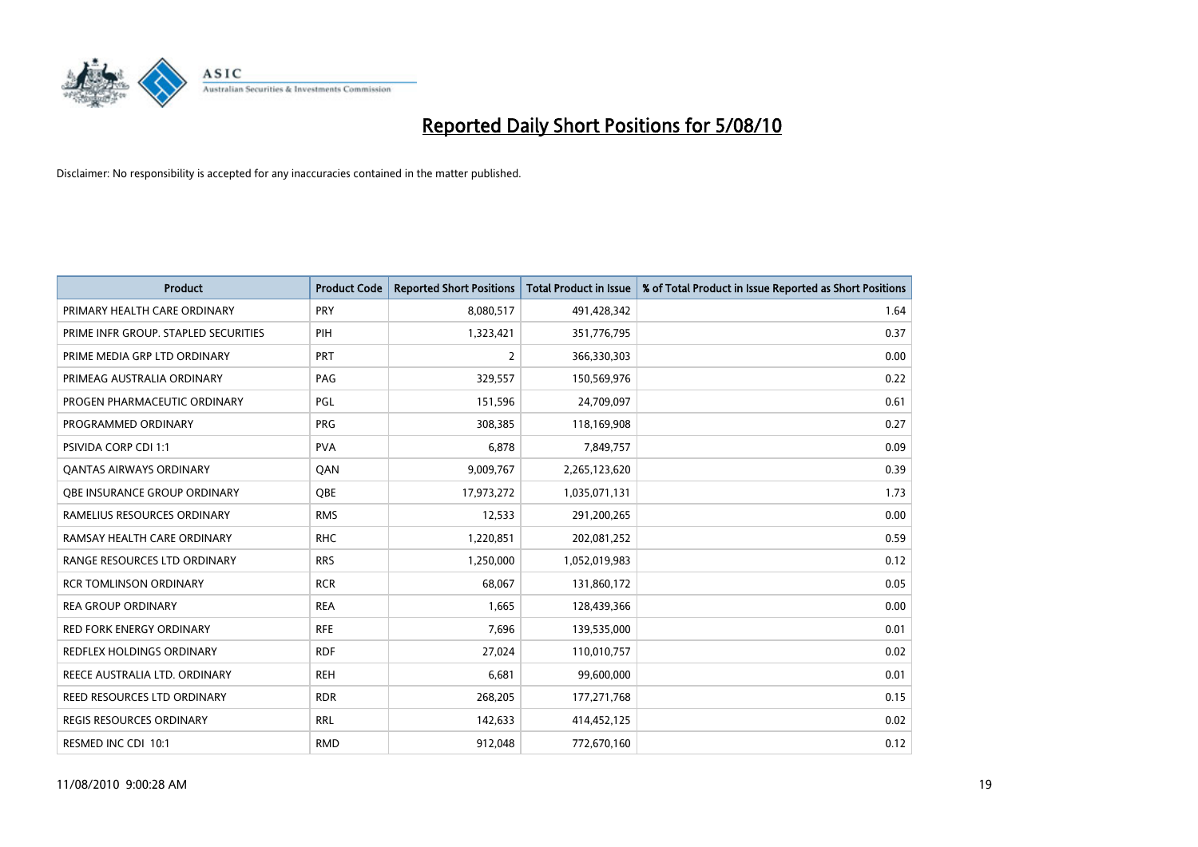# Reported Daily Short Positions for 5/08/10

Disclaimer: No responsibility is accepted for any inaccuracies contained in the matter published.

| Product | Product Code | Reported Short Positions | Total Product in Issue | % of Total Product in Issue Reported as Short Positions |
|---|---|---|---|---|
| PRIMARY HEALTH CARE ORDINARY | PRY | 8,080,517 | 491,428,342 | 1.64 |
| PRIME INFR GROUP. STAPLED SECURITIES | PIH | 1,323,421 | 351,776,795 | 0.37 |
| PRIME MEDIA GRP LTD ORDINARY | PRT | 2 | 366,330,303 | 0.00 |
| PRIMEAG AUSTRALIA ORDINARY | PAG | 329,557 | 150,569,976 | 0.22 |
| PROGEN PHARMACEUTIC ORDINARY | PGL | 151,596 | 24,709,097 | 0.61 |
| PROGRAMMED ORDINARY | PRG | 308,385 | 118,169,908 | 0.27 |
| PSIVIDA CORP CDI 1:1 | PVA | 6,878 | 7,849,757 | 0.09 |
| QANTAS AIRWAYS ORDINARY | QAN | 9,009,767 | 2,265,123,620 | 0.39 |
| QBE INSURANCE GROUP ORDINARY | QBE | 17,973,272 | 1,035,071,131 | 1.73 |
| RAMELIUS RESOURCES ORDINARY | RMS | 12,533 | 291,200,265 | 0.00 |
| RAMSAY HEALTH CARE ORDINARY | RHC | 1,220,851 | 202,081,252 | 0.59 |
| RANGE RESOURCES LTD ORDINARY | RRS | 1,250,000 | 1,052,019,983 | 0.12 |
| RCR TOMLINSON ORDINARY | RCR | 68,067 | 131,860,172 | 0.05 |
| REA GROUP ORDINARY | REA | 1,665 | 128,439,366 | 0.00 |
| RED FORK ENERGY ORDINARY | RFE | 7,696 | 139,535,000 | 0.01 |
| REDFLEX HOLDINGS ORDINARY | RDF | 27,024 | 110,010,757 | 0.02 |
| REECE AUSTRALIA LTD. ORDINARY | REH | 6,681 | 99,600,000 | 0.01 |
| REED RESOURCES LTD ORDINARY | RDR | 268,205 | 177,271,768 | 0.15 |
| REGIS RESOURCES ORDINARY | RRL | 142,633 | 414,452,125 | 0.02 |
| RESMED INC CDI 10:1 | RMD | 912,048 | 772,670,160 | 0.12 |

11/08/2010 9:00:28 AM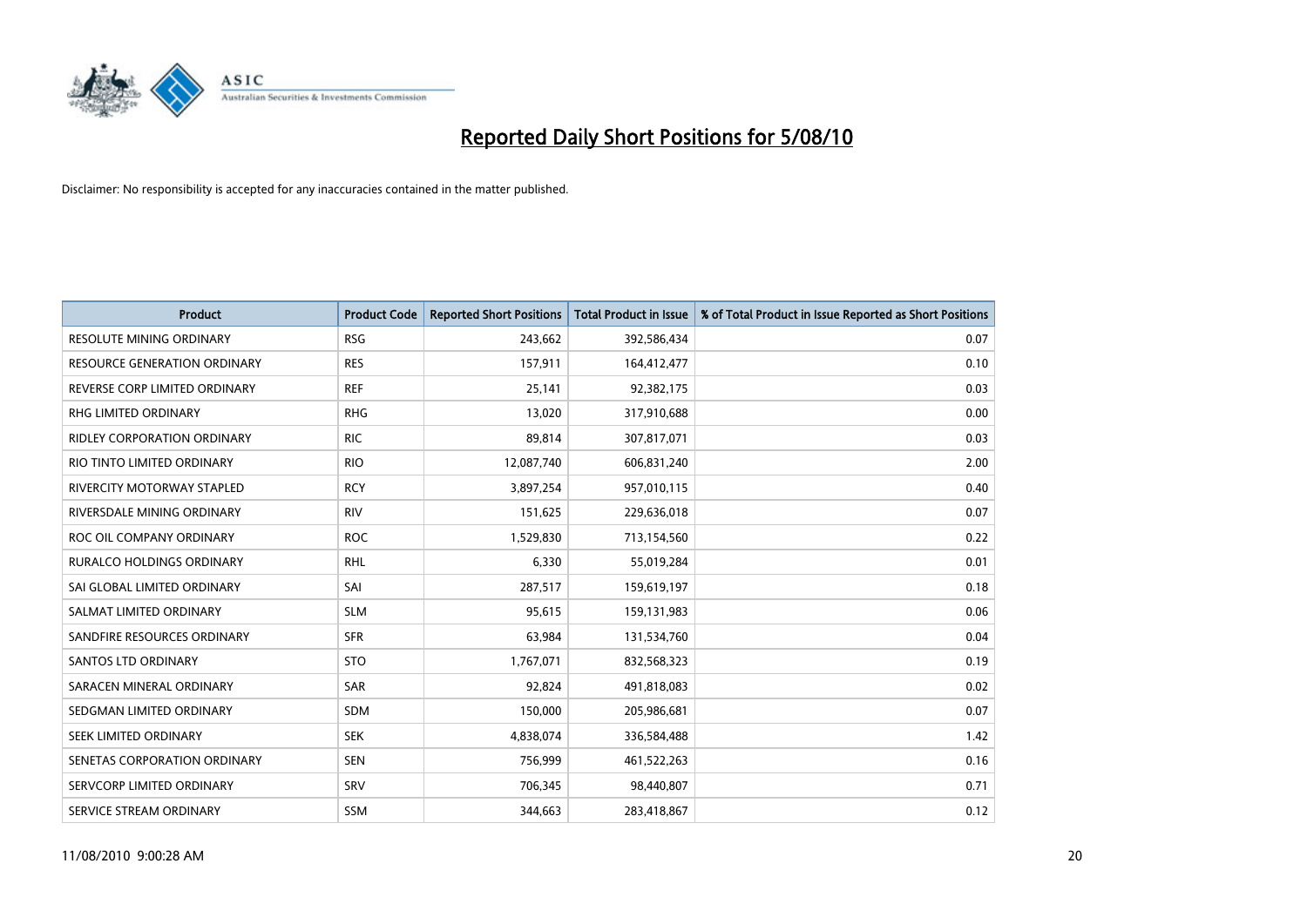# Reported Daily Short Positions for 5/08/10

Disclaimer: No responsibility is accepted for any inaccuracies contained in the matter published.

| Product | Product Code | Reported Short Positions | Total Product in Issue | % of Total Product in Issue Reported as Short Positions |
|---|---|---|---|---|
| RESOLUTE MINING ORDINARY | RSG | 243,662 | 392,586,434 | 0.07 |
| RESOURCE GENERATION ORDINARY | RES | 157,911 | 164,412,477 | 0.10 |
| REVERSE CORP LIMITED ORDINARY | REF | 25,141 | 92,382,175 | 0.03 |
| RHG LIMITED ORDINARY | RHG | 13,020 | 317,910,688 | 0.00 |
| RIDLEY CORPORATION ORDINARY | RIC | 89,814 | 307,817,071 | 0.03 |
| RIO TINTO LIMITED ORDINARY | RIO | 12,087,740 | 606,831,240 | 2.00 |
| RIVERCITY MOTORWAY STAPLED | RCY | 3,897,254 | 957,010,115 | 0.40 |
| RIVERSDALE MINING ORDINARY | RIV | 151,625 | 229,636,018 | 0.07 |
| ROC OIL COMPANY ORDINARY | ROC | 1,529,830 | 713,154,560 | 0.22 |
| RURALCO HOLDINGS ORDINARY | RHL | 6,330 | 55,019,284 | 0.01 |
| SAI GLOBAL LIMITED ORDINARY | SAI | 287,517 | 159,619,197 | 0.18 |
| SALMAT LIMITED ORDINARY | SLM | 95,615 | 159,131,983 | 0.06 |
| SANDFIRE RESOURCES ORDINARY | SFR | 63,984 | 131,534,760 | 0.04 |
| SANTOS LTD ORDINARY | STO | 1,767,071 | 832,568,323 | 0.19 |
| SARACEN MINERAL ORDINARY | SAR | 92,824 | 491,818,083 | 0.02 |
| SEDGMAN LIMITED ORDINARY | SDM | 150,000 | 205,986,681 | 0.07 |
| SEEK LIMITED ORDINARY | SEK | 4,838,074 | 336,584,488 | 1.42 |
| SENETAS CORPORATION ORDINARY | SEN | 756,999 | 461,522,263 | 0.16 |
| SERVCORP LIMITED ORDINARY | SRV | 706,345 | 98,440,807 | 0.71 |
| SERVICE STREAM ORDINARY | SSM | 344,663 | 283,418,867 | 0.12 |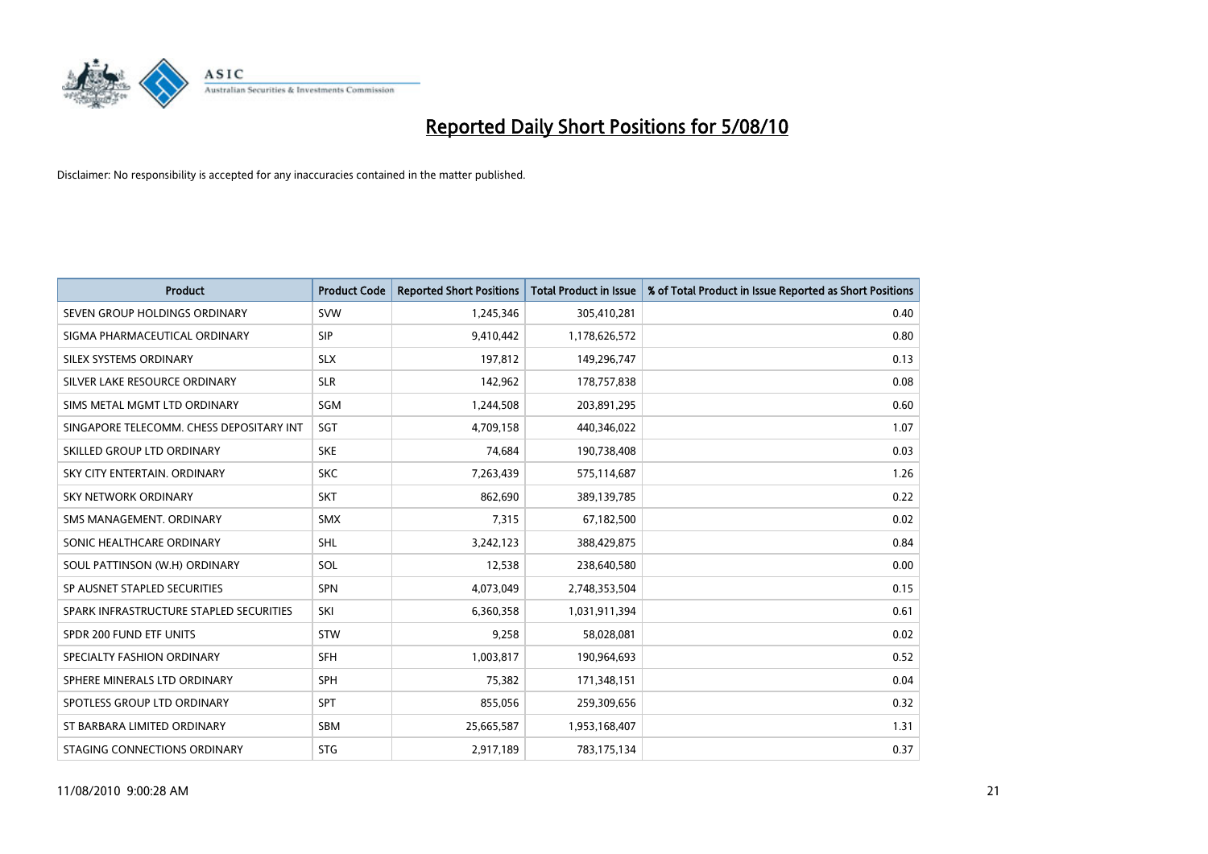# Reported Daily Short Positions for 5/08/10

Disclaimer: No responsibility is accepted for any inaccuracies contained in the matter published.

| Product | Product Code | Reported Short Positions | Total Product in Issue | % of Total Product in Issue Reported as Short Positions |
|---|---|---|---|---|
| SEVEN GROUP HOLDINGS ORDINARY | SVW | 1,245,346 | 305,410,281 | 0.40 |
| SIGMA PHARMACEUTICAL ORDINARY | SIP | 9,410,442 | 1,178,626,572 | 0.80 |
| SILEX SYSTEMS ORDINARY | SLX | 197,812 | 149,296,747 | 0.13 |
| SILVER LAKE RESOURCE ORDINARY | SLR | 142,962 | 178,757,838 | 0.08 |
| SIMS METAL MGMT LTD ORDINARY | SGM | 1,244,508 | 203,891,295 | 0.60 |
| SINGAPORE TELECOMM. CHESS DEPOSITARY INT | SGT | 4,709,158 | 440,346,022 | 1.07 |
| SKILLED GROUP LTD ORDINARY | SKE | 74,684 | 190,738,408 | 0.03 |
| SKY CITY ENTERTAIN. ORDINARY | SKC | 7,263,439 | 575,114,687 | 1.26 |
| SKY NETWORK ORDINARY | SKT | 862,690 | 389,139,785 | 0.22 |
| SMS MANAGEMENT. ORDINARY | SMX | 7,315 | 67,182,500 | 0.02 |
| SONIC HEALTHCARE ORDINARY | SHL | 3,242,123 | 388,429,875 | 0.84 |
| SOUL PATTINSON (W.H) ORDINARY | SOL | 12,538 | 238,640,580 | 0.00 |
| SP AUSNET STAPLED SECURITIES | SPN | 4,073,049 | 2,748,353,504 | 0.15 |
| SPARK INFRASTRUCTURE STAPLED SECURITIES | SKI | 6,360,358 | 1,031,911,394 | 0.61 |
| SPDR 200 FUND ETF UNITS | STW | 9,258 | 58,028,081 | 0.02 |
| SPECIALTY FASHION ORDINARY | SFH | 1,003,817 | 190,964,693 | 0.52 |
| SPHERE MINERALS LTD ORDINARY | SPH | 75,382 | 171,348,151 | 0.04 |
| SPOTLESS GROUP LTD ORDINARY | SPT | 855,056 | 259,309,656 | 0.32 |
| ST BARBARA LIMITED ORDINARY | SBM | 25,665,587 | 1,953,168,407 | 1.31 |
| STAGING CONNECTIONS ORDINARY | STG | 2,917,189 | 783,175,134 | 0.37 |

11/08/2010 9:00:28 AM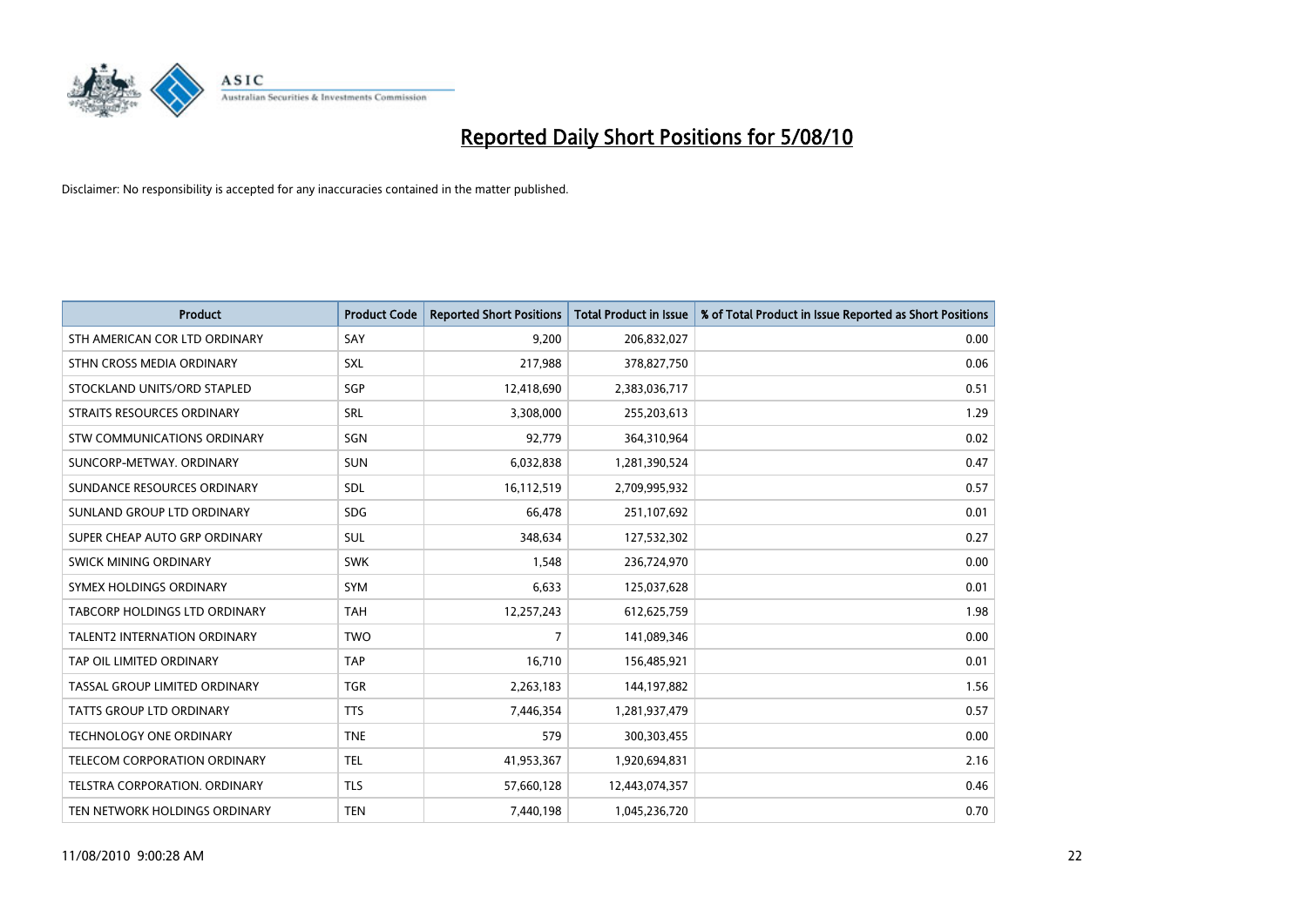# Reported Daily Short Positions for 5/08/10

Disclaimer: No responsibility is accepted for any inaccuracies contained in the matter published.

| Product | Product Code | Reported Short Positions | Total Product in Issue | % of Total Product in Issue Reported as Short Positions |
|---|---|---|---|---|
| STH AMERICAN COR LTD ORDINARY | SAY | 9,200 | 206,832,027 | 0.00 |
| STHN CROSS MEDIA ORDINARY | SXL | 217,988 | 378,827,750 | 0.06 |
| STOCKLAND UNITS/ORD STAPLED | SGP | 12,418,690 | 2,383,036,717 | 0.51 |
| STRAITS RESOURCES ORDINARY | SRL | 3,308,000 | 255,203,613 | 1.29 |
| STW COMMUNICATIONS ORDINARY | SGN | 92,779 | 364,310,964 | 0.02 |
| SUNCORP-METWAY. ORDINARY | SUN | 6,032,838 | 1,281,390,524 | 0.47 |
| SUNDANCE RESOURCES ORDINARY | SDL | 16,112,519 | 2,709,995,932 | 0.57 |
| SUNLAND GROUP LTD ORDINARY | SDG | 66,478 | 251,107,692 | 0.01 |
| SUPER CHEAP AUTO GRP ORDINARY | SUL | 348,634 | 127,532,302 | 0.27 |
| SWICK MINING ORDINARY | SWK | 1,548 | 236,724,970 | 0.00 |
| SYMEX HOLDINGS ORDINARY | SYM | 6,633 | 125,037,628 | 0.01 |
| TABCORP HOLDINGS LTD ORDINARY | TAH | 12,257,243 | 612,625,759 | 1.98 |
| TALENT2 INTERNATION ORDINARY | TWO | 7 | 141,089,346 | 0.00 |
| TAP OIL LIMITED ORDINARY | TAP | 16,710 | 156,485,921 | 0.01 |
| TASSAL GROUP LIMITED ORDINARY | TGR | 2,263,183 | 144,197,882 | 1.56 |
| TATTS GROUP LTD ORDINARY | TTS | 7,446,354 | 1,281,937,479 | 0.57 |
| TECHNOLOGY ONE ORDINARY | TNE | 579 | 300,303,455 | 0.00 |
| TELECOM CORPORATION ORDINARY | TEL | 41,953,367 | 1,920,694,831 | 2.16 |
| TELSTRA CORPORATION. ORDINARY | TLS | 57,660,128 | 12,443,074,357 | 0.46 |
| TEN NETWORK HOLDINGS ORDINARY | TEN | 7,440,198 | 1,045,236,720 | 0.70 |

11/08/2010 9:00:28 AM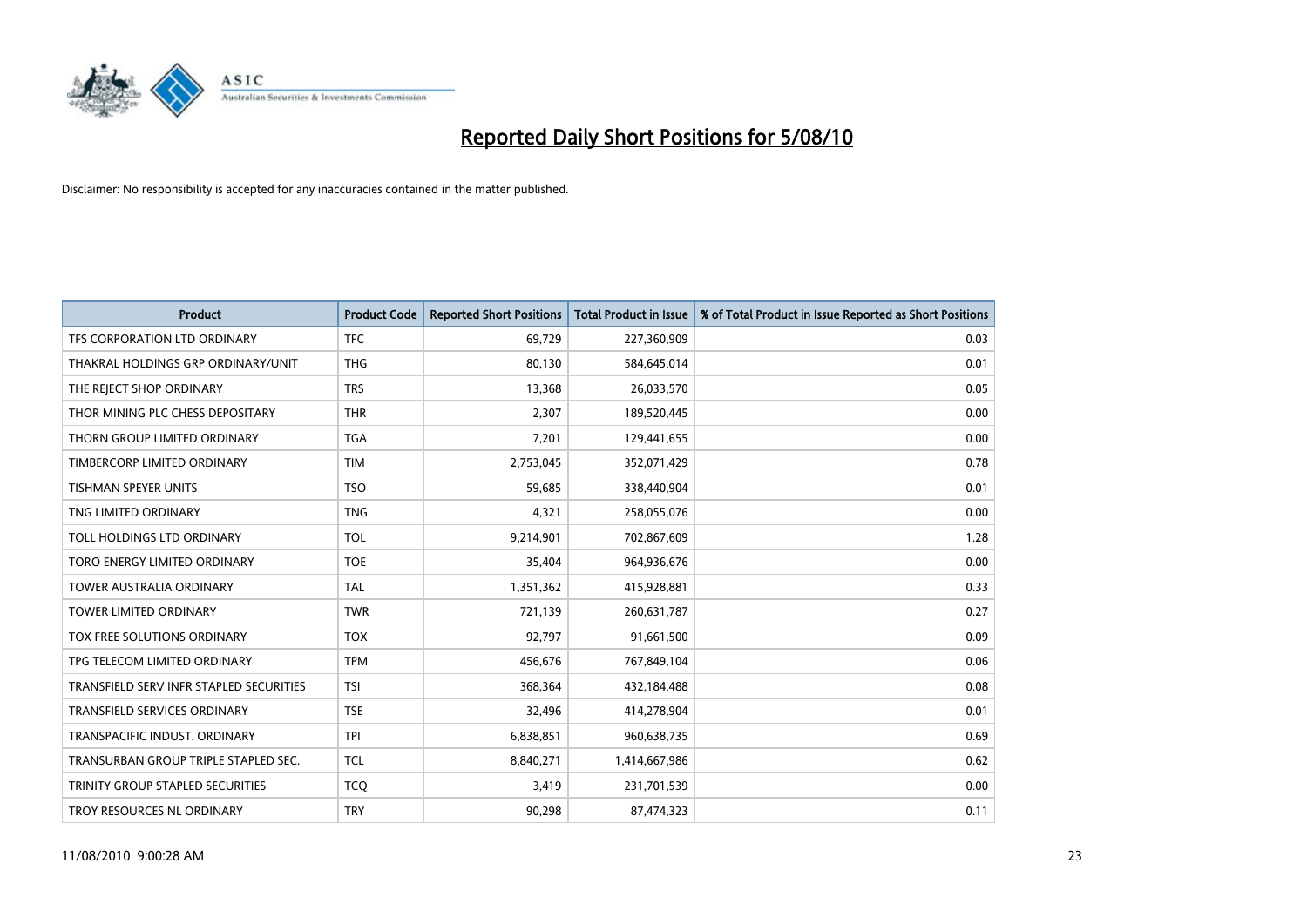# Reported Daily Short Positions for 5/08/10

Disclaimer: No responsibility is accepted for any inaccuracies contained in the matter published.

| Product | Product Code | Reported Short Positions | Total Product in Issue | % of Total Product in Issue Reported as Short Positions |
|---|---|---|---|---|
| TFS CORPORATION LTD ORDINARY | TFC | 69,729 | 227,360,909 | 0.03 |
| THAKRAL HOLDINGS GRP ORDINARY/UNIT | THG | 80,130 | 584,645,014 | 0.01 |
| THE REJECT SHOP ORDINARY | TRS | 13,368 | 26,033,570 | 0.05 |
| THOR MINING PLC CHESS DEPOSITARY | THR | 2,307 | 189,520,445 | 0.00 |
| THORN GROUP LIMITED ORDINARY | TGA | 7,201 | 129,441,655 | 0.00 |
| TIMBERCORP LIMITED ORDINARY | TIM | 2,753,045 | 352,071,429 | 0.78 |
| TISHMAN SPEYER UNITS | TSO | 59,685 | 338,440,904 | 0.01 |
| TNG LIMITED ORDINARY | TNG | 4,321 | 258,055,076 | 0.00 |
| TOLL HOLDINGS LTD ORDINARY | TOL | 9,214,901 | 702,867,609 | 1.28 |
| TORO ENERGY LIMITED ORDINARY | TOE | 35,404 | 964,936,676 | 0.00 |
| TOWER AUSTRALIA ORDINARY | TAL | 1,351,362 | 415,928,881 | 0.33 |
| TOWER LIMITED ORDINARY | TWR | 721,139 | 260,631,787 | 0.27 |
| TOX FREE SOLUTIONS ORDINARY | TOX | 92,797 | 91,661,500 | 0.09 |
| TPG TELECOM LIMITED ORDINARY | TPM | 456,676 | 767,849,104 | 0.06 |
| TRANSFIELD SERV INFR STAPLED SECURITIES | TSI | 368,364 | 432,184,488 | 0.08 |
| TRANSFIELD SERVICES ORDINARY | TSE | 32,496 | 414,278,904 | 0.01 |
| TRANSPACIFIC INDUST. ORDINARY | TPI | 6,838,851 | 960,638,735 | 0.69 |
| TRANSURBAN GROUP TRIPLE STAPLED SEC. | TCL | 8,840,271 | 1,414,667,986 | 0.62 |
| TRINITY GROUP STAPLED SECURITIES | TCQ | 3,419 | 231,701,539 | 0.00 |
| TROY RESOURCES NL ORDINARY | TRY | 90,298 | 87,474,323 | 0.11 |

11/08/2010 9:00:28 AM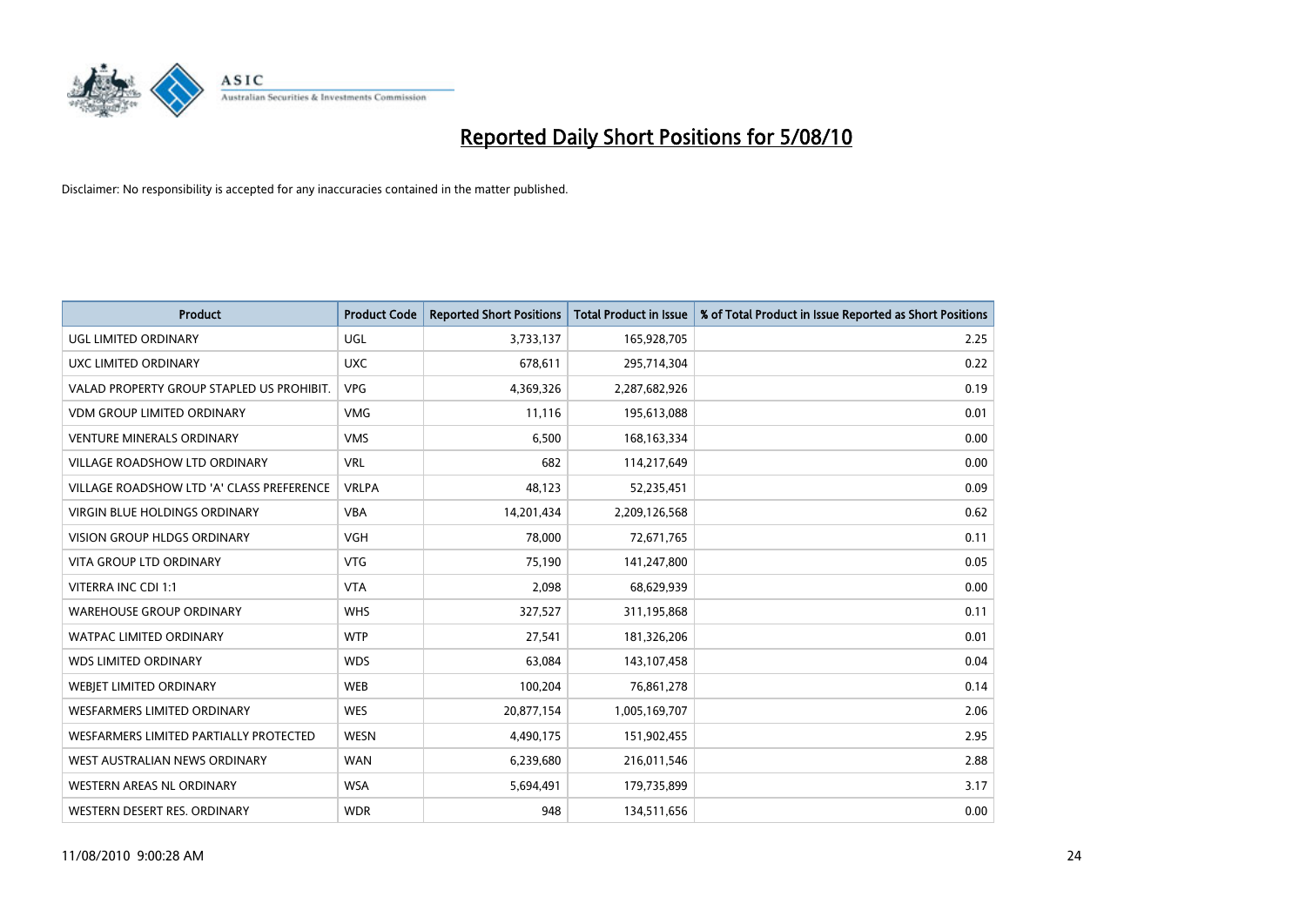# Reported Daily Short Positions for 5/08/10

Disclaimer: No responsibility is accepted for any inaccuracies contained in the matter published.

| Product | Product Code | Reported Short Positions | Total Product in Issue | % of Total Product in Issue Reported as Short Positions |
|---|---|---|---|---|
| UGL LIMITED ORDINARY | UGL | 3,733,137 | 165,928,705 | 2.25 |
| UXC LIMITED ORDINARY | UXC | 678,611 | 295,714,304 | 0.22 |
| VALAD PROPERTY GROUP STAPLED US PROHIBIT. | VPG | 4,369,326 | 2,287,682,926 | 0.19 |
| VDM GROUP LIMITED ORDINARY | VMG | 11,116 | 195,613,088 | 0.01 |
| VENTURE MINERALS ORDINARY | VMS | 6,500 | 168,163,334 | 0.00 |
| VILLAGE ROADSHOW LTD ORDINARY | VRL | 682 | 114,217,649 | 0.00 |
| VILLAGE ROADSHOW LTD 'A' CLASS PREFERENCE | VRLPA | 48,123 | 52,235,451 | 0.09 |
| VIRGIN BLUE HOLDINGS ORDINARY | VBA | 14,201,434 | 2,209,126,568 | 0.62 |
| VISION GROUP HLDGS ORDINARY | VGH | 78,000 | 72,671,765 | 0.11 |
| VITA GROUP LTD ORDINARY | VTG | 75,190 | 141,247,800 | 0.05 |
| VITERRA INC CDI 1:1 | VTA | 2,098 | 68,629,939 | 0.00 |
| WAREHOUSE GROUP ORDINARY | WHS | 327,527 | 311,195,868 | 0.11 |
| WATPAC LIMITED ORDINARY | WTP | 27,541 | 181,326,206 | 0.01 |
| WDS LIMITED ORDINARY | WDS | 63,084 | 143,107,458 | 0.04 |
| WEBJET LIMITED ORDINARY | WEB | 100,204 | 76,861,278 | 0.14 |
| WESFARMERS LIMITED ORDINARY | WES | 20,877,154 | 1,005,169,707 | 2.06 |
| WESFARMERS LIMITED PARTIALLY PROTECTED | WESN | 4,490,175 | 151,902,455 | 2.95 |
| WEST AUSTRALIAN NEWS ORDINARY | WAN | 6,239,680 | 216,011,546 | 2.88 |
| WESTERN AREAS NL ORDINARY | WSA | 5,694,491 | 179,735,899 | 3.17 |
| WESTERN DESERT RES. ORDINARY | WDR | 948 | 134,511,656 | 0.00 |

11/08/2010 9:00:28 AM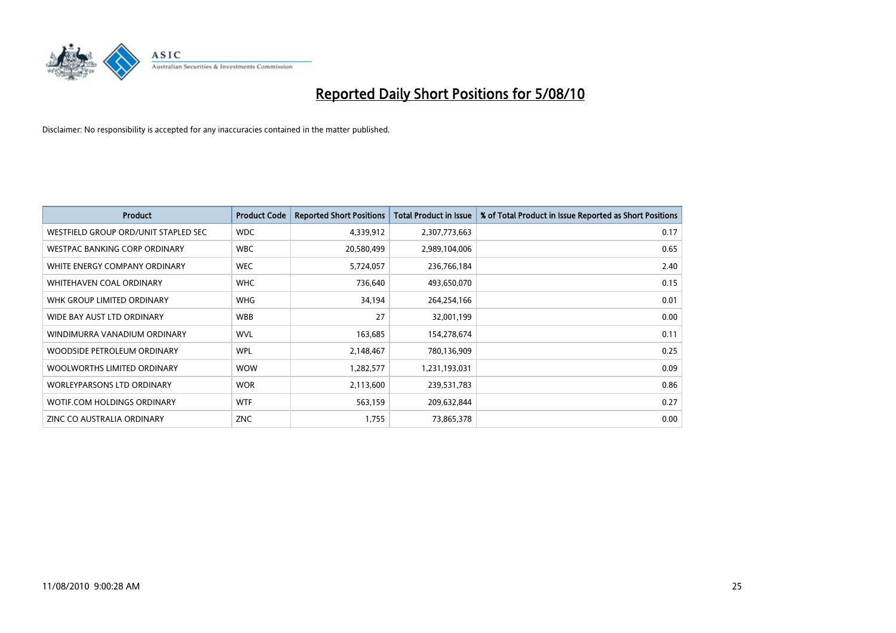# Reported Daily Short Positions for 5/08/10

Disclaimer: No responsibility is accepted for any inaccuracies contained in the matter published.

| Product | Product Code | Reported Short Positions | Total Product in Issue | % of Total Product in Issue Reported as Short Positions |
|---|---|---|---|---|
| WESTFIELD GROUP ORD/UNIT STAPLED SEC | WDC | 4,339,912 | 2,307,773,663 | 0.17 |
| WESTPAC BANKING CORP ORDINARY | WBC | 20,580,499 | 2,989,104,006 | 0.65 |
| WHITE ENERGY COMPANY ORDINARY | WEC | 5,724,057 | 236,766,184 | 2.40 |
| WHITEHAVEN COAL ORDINARY | WHC | 736,640 | 493,650,070 | 0.15 |
| WHK GROUP LIMITED ORDINARY | WHG | 34,194 | 264,254,166 | 0.01 |
| WIDE BAY AUST LTD ORDINARY | WBB | 27 | 32,001,199 | 0.00 |
| WINDIMURRA VANADIUM ORDINARY | WVL | 163,685 | 154,278,674 | 0.11 |
| WOODSIDE PETROLEUM ORDINARY | WPL | 2,148,467 | 780,136,909 | 0.25 |
| WOOLWORTHS LIMITED ORDINARY | WOW | 1,282,577 | 1,231,193,031 | 0.09 |
| WORLEYPARSONS LTD ORDINARY | WOR | 2,113,600 | 239,531,783 | 0.86 |
| WOTIF.COM HOLDINGS ORDINARY | WTF | 563,159 | 209,632,844 | 0.27 |
| ZINC CO AUSTRALIA ORDINARY | ZNC | 1,755 | 73,865,378 | 0.00 |

11/08/2010 9:00:28 AM